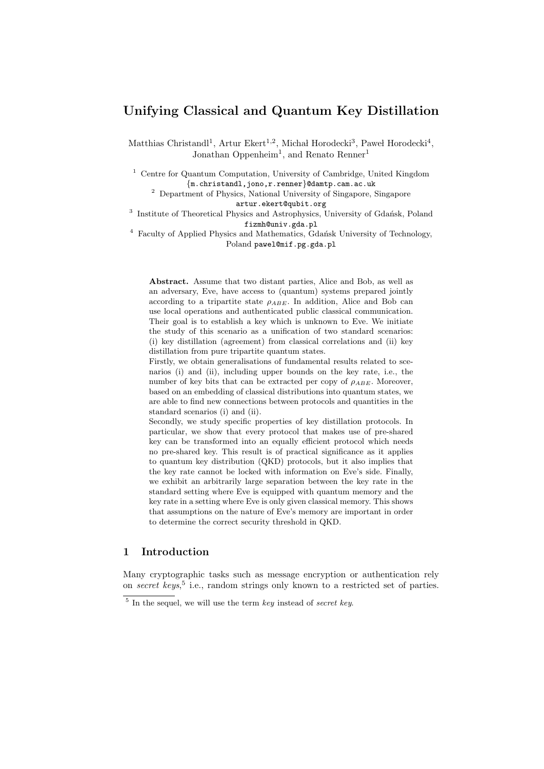# Unifying Classical and Quantum Key Distillation

Matthias Christandl[1], Artur Ekert[1,2], Michał Horodecki[3], Paweł Horodecki[4], Jonathan Oppenheim[1], and Renato Renner[1]

[1] Centre for Quantum Computation, University of Cambridge, United Kingdom
{m.christandl,jono,r.renner}@damtp.cam.ac.uk

[2] Department of Physics, National University of Singapore, Singapore
artur.ekert@qubit.org

[3] Institute of Theoretical Physics and Astrophysics, University of Gdańsk, Poland
fizmh@univ.gda.pl

[4] Faculty of Applied Physics and Mathematics, Gdańsk University of Technology, Poland pawel@mif.pg.gda.pl

**Abstract.** Assume that two distant parties, Alice and Bob, as well as an adversary, Eve, have access to (quantum) systems prepared jointly according to a tripartite state $\rho_{ABE}$. In addition, Alice and Bob can use local operations and authenticated public classical communication. Their goal is to establish a key which is unknown to Eve. We initiate the study of this scenario as a unification of two standard scenarios: (i) key distillation (agreement) from classical correlations and (ii) key distillation from pure tripartite quantum states.

Firstly, we obtain generalisations of fundamental results related to scenarios (i) and (ii), including upper bounds on the key rate, i.e., the number of key bits that can be extracted per copy of $\rho_{ABE}$. Moreover, based on an embedding of classical distributions into quantum states, we are able to find new connections between protocols and quantities in the standard scenarios (i) and (ii).

Secondly, we study specific properties of key distillation protocols. In particular, we show that every protocol that makes use of pre-shared key can be transformed into an equally efficient protocol which needs no pre-shared key. This result is of practical significance as it applies to quantum key distribution (QKD) protocols, but it also implies that the key rate cannot be locked with information on Eve's side. Finally, we exhibit an arbitrarily large separation between the key rate in the standard setting where Eve is equipped with quantum memory and the key rate in a setting where Eve is only given classical memory. This shows that assumptions on the nature of Eve's memory are important in order to determine the correct security threshold in QKD.

## 1 Introduction

Many cryptographic tasks such as message encryption or authentication rely on *secret keys*,[5] i.e., random strings only known to a restricted set of parties.

[5] In the sequel, we will use the term *key* instead of *secret key*.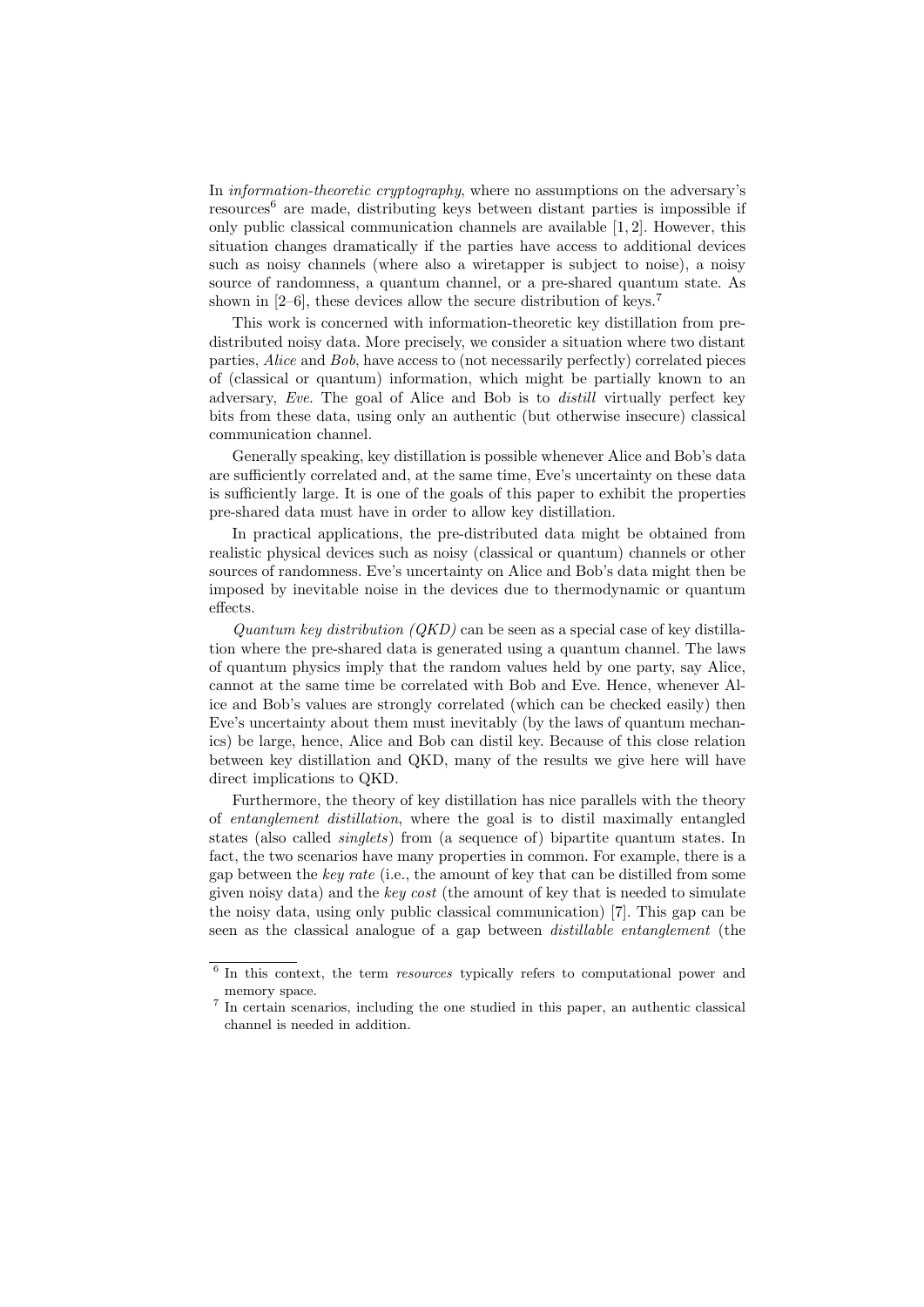In *information-theoretic cryptography*, where no assumptions on the adversary's resources[6] are made, distributing keys between distant parties is impossible if only public classical communication channels are available [1, 2]. However, this situation changes dramatically if the parties have access to additional devices such as noisy channels (where also a wiretapper is subject to noise), a noisy source of randomness, a quantum channel, or a pre-shared quantum state. As shown in [2–6], these devices allow the secure distribution of keys.[7]

This work is concerned with information-theoretic key distillation from pre-distributed noisy data. More precisely, we consider a situation where two distant parties, *Alice* and *Bob*, have access to (not necessarily perfectly) correlated pieces of (classical or quantum) information, which might be partially known to an adversary, *Eve*. The goal of Alice and Bob is to *distill* virtually perfect key bits from these data, using only an authentic (but otherwise insecure) classical communication channel.

Generally speaking, key distillation is possible whenever Alice and Bob's data are sufficiently correlated and, at the same time, Eve's uncertainty on these data is sufficiently large. It is one of the goals of this paper to exhibit the properties pre-shared data must have in order to allow key distillation.

In practical applications, the pre-distributed data might be obtained from realistic physical devices such as noisy (classical or quantum) channels or other sources of randomness. Eve's uncertainty on Alice and Bob's data might then be imposed by inevitable noise in the devices due to thermodynamic or quantum effects.

*Quantum key distribution (QKD)* can be seen as a special case of key distillation where the pre-shared data is generated using a quantum channel. The laws of quantum physics imply that the random values held by one party, say Alice, cannot at the same time be correlated with Bob and Eve. Hence, whenever Alice and Bob's values are strongly correlated (which can be checked easily) then Eve's uncertainty about them must inevitably (by the laws of quantum mechanics) be large, hence, Alice and Bob can distil key. Because of this close relation between key distillation and QKD, many of the results we give here will have direct implications to QKD.

Furthermore, the theory of key distillation has nice parallels with the theory of *entanglement distillation*, where the goal is to distil maximally entangled states (also called *singlets*) from (a sequence of) bipartite quantum states. In fact, the two scenarios have many properties in common. For example, there is a gap between the *key rate* (i.e., the amount of key that can be distilled from some given noisy data) and the *key cost* (the amount of key that is needed to simulate the noisy data, using only public classical communication) [7]. This gap can be seen as the classical analogue of a gap between *distillable entanglement* (the

---

[6] In this context, the term *resources* typically refers to computational power and memory space.

[7] In certain scenarios, including the one studied in this paper, an authentic classical channel is needed in addition.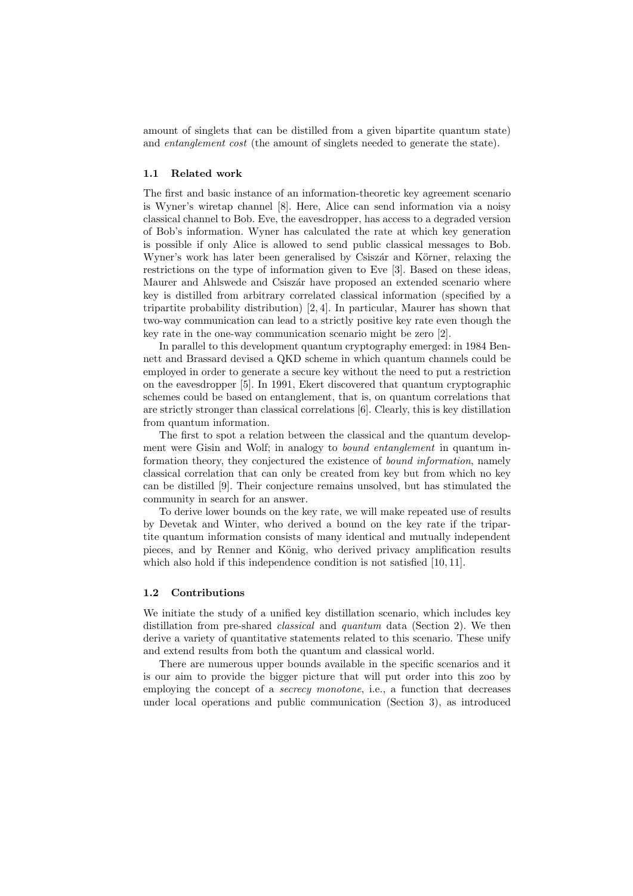amount of singlets that can be distilled from a given bipartite quantum state) and *entanglement cost* (the amount of singlets needed to generate the state).

### 1.1 Related work

The first and basic instance of an information-theoretic key agreement scenario is Wyner's wiretap channel [8]. Here, Alice can send information via a noisy classical channel to Bob. Eve, the eavesdropper, has access to a degraded version of Bob's information. Wyner has calculated the rate at which key generation is possible if only Alice is allowed to send public classical messages to Bob. Wyner's work has later been generalised by Csiszár and Körner, relaxing the restrictions on the type of information given to Eve [3]. Based on these ideas, Maurer and Ahlswede and Csiszár have proposed an extended scenario where key is distilled from arbitrary correlated classical information (specified by a tripartite probability distribution) [2, 4]. In particular, Maurer has shown that two-way communication can lead to a strictly positive key rate even though the key rate in the one-way communication scenario might be zero [2].

In parallel to this development quantum cryptography emerged: in 1984 Bennett and Brassard devised a QKD scheme in which quantum channels could be employed in order to generate a secure key without the need to put a restriction on the eavesdropper [5]. In 1991, Ekert discovered that quantum cryptographic schemes could be based on entanglement, that is, on quantum correlations that are strictly stronger than classical correlations [6]. Clearly, this is key distillation from quantum information.

The first to spot a relation between the classical and the quantum development were Gisin and Wolf; in analogy to *bound entanglement* in quantum information theory, they conjectured the existence of *bound information*, namely classical correlation that can only be created from key but from which no key can be distilled [9]. Their conjecture remains unsolved, but has stimulated the community in search for an answer.

To derive lower bounds on the key rate, we will make repeated use of results by Devetak and Winter, who derived a bound on the key rate if the tripartite quantum information consists of many identical and mutually independent pieces, and by Renner and König, who derived privacy amplification results which also hold if this independence condition is not satisfied [10, 11].

### 1.2 Contributions

We initiate the study of a unified key distillation scenario, which includes key distillation from pre-shared *classical* and *quantum* data (Section 2). We then derive a variety of quantitative statements related to this scenario. These unify and extend results from both the quantum and classical world.

There are numerous upper bounds available in the specific scenarios and it is our aim to provide the bigger picture that will put order into this zoo by employing the concept of a *secrecy monotone*, i.e., a function that decreases under local operations and public communication (Section 3), as introduced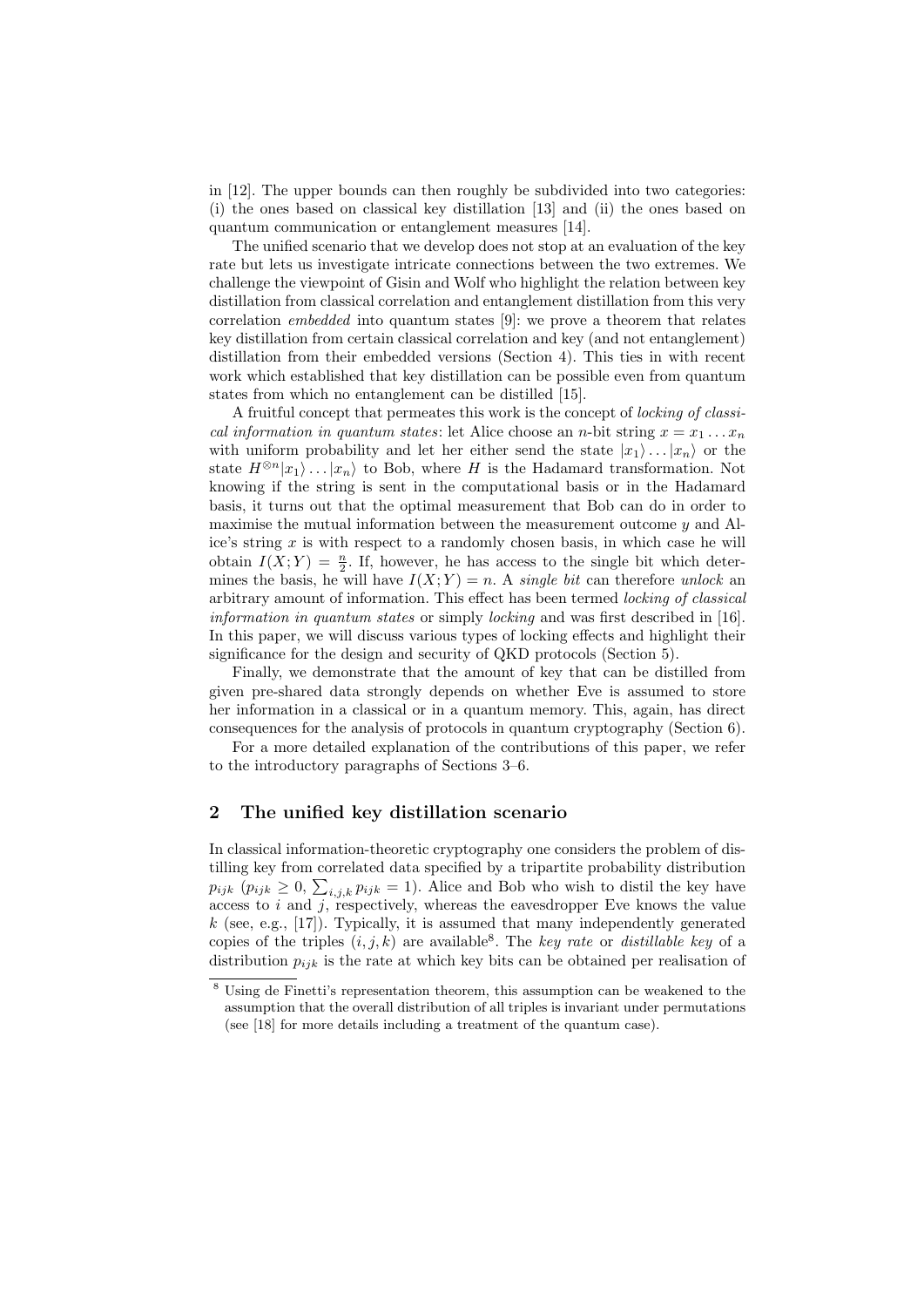in [12]. The upper bounds can then roughly be subdivided into two categories: (i) the ones based on classical key distillation [13] and (ii) the ones based on quantum communication or entanglement measures [14].

The unified scenario that we develop does not stop at an evaluation of the key rate but lets us investigate intricate connections between the two extremes. We challenge the viewpoint of Gisin and Wolf who highlight the relation between key distillation from classical correlation and entanglement distillation from this very correlation *embedded* into quantum states [9]: we prove a theorem that relates key distillation from certain classical correlation and key (and not entanglement) distillation from their embedded versions (Section 4). This ties in with recent work which established that key distillation can be possible even from quantum states from which no entanglement can be distilled [15].

A fruitful concept that permeates this work is the concept of *locking of classical information in quantum states*: let Alice choose an $n$-bit string $x = x_1 \dots x_n$ with uniform probability and let her either send the state $|x_1\rangle \dots |x_n\rangle$ or the state $H^{\otimes n}|x_1\rangle \dots |x_n\rangle$ to Bob, where $H$ is the Hadamard transformation. Not knowing if the string is sent in the computational basis or in the Hadamard basis, it turns out that the optimal measurement that Bob can do in order to maximise the mutual information between the measurement outcome $y$ and Alice's string $x$ is with respect to a randomly chosen basis, in which case he will obtain $I(X;Y) = \frac{n}{2}$. If, however, he has access to the single bit which determines the basis, he will have $I(X;Y) = n$. A *single bit* can therefore *unlock* an arbitrary amount of information. This effect has been termed *locking of classical information in quantum states* or simply *locking* and was first described in [16]. In this paper, we will discuss various types of locking effects and highlight their significance for the design and security of QKD protocols (Section 5).

Finally, we demonstrate that the amount of key that can be distilled from given pre-shared data strongly depends on whether Eve is assumed to store her information in a classical or in a quantum memory. This, again, has direct consequences for the analysis of protocols in quantum cryptography (Section 6).

For a more detailed explanation of the contributions of this paper, we refer to the introductory paragraphs of Sections 3–6.

## 2 The unified key distillation scenario

In classical information-theoretic cryptography one considers the problem of distilling key from correlated data specified by a tripartite probability distribution $p_{ijk}$ ($p_{ijk} \geq 0$, $\sum_{i,j,k} p_{ijk} = 1$). Alice and Bob who wish to distil the key have access to $i$ and $j$, respectively, whereas the eavesdropper Eve knows the value $k$ (see, e.g., [17]). Typically, it is assumed that many independently generated copies of the triples $(i, j, k)$ are available[8]. The *key rate* or *distillable key* of a distribution $p_{ijk}$ is the rate at which key bits can be obtained per realisation of

[8] Using de Finetti's representation theorem, this assumption can be weakened to the assumption that the overall distribution of all triples is invariant under permutations (see [18] for more details including a treatment of the quantum case).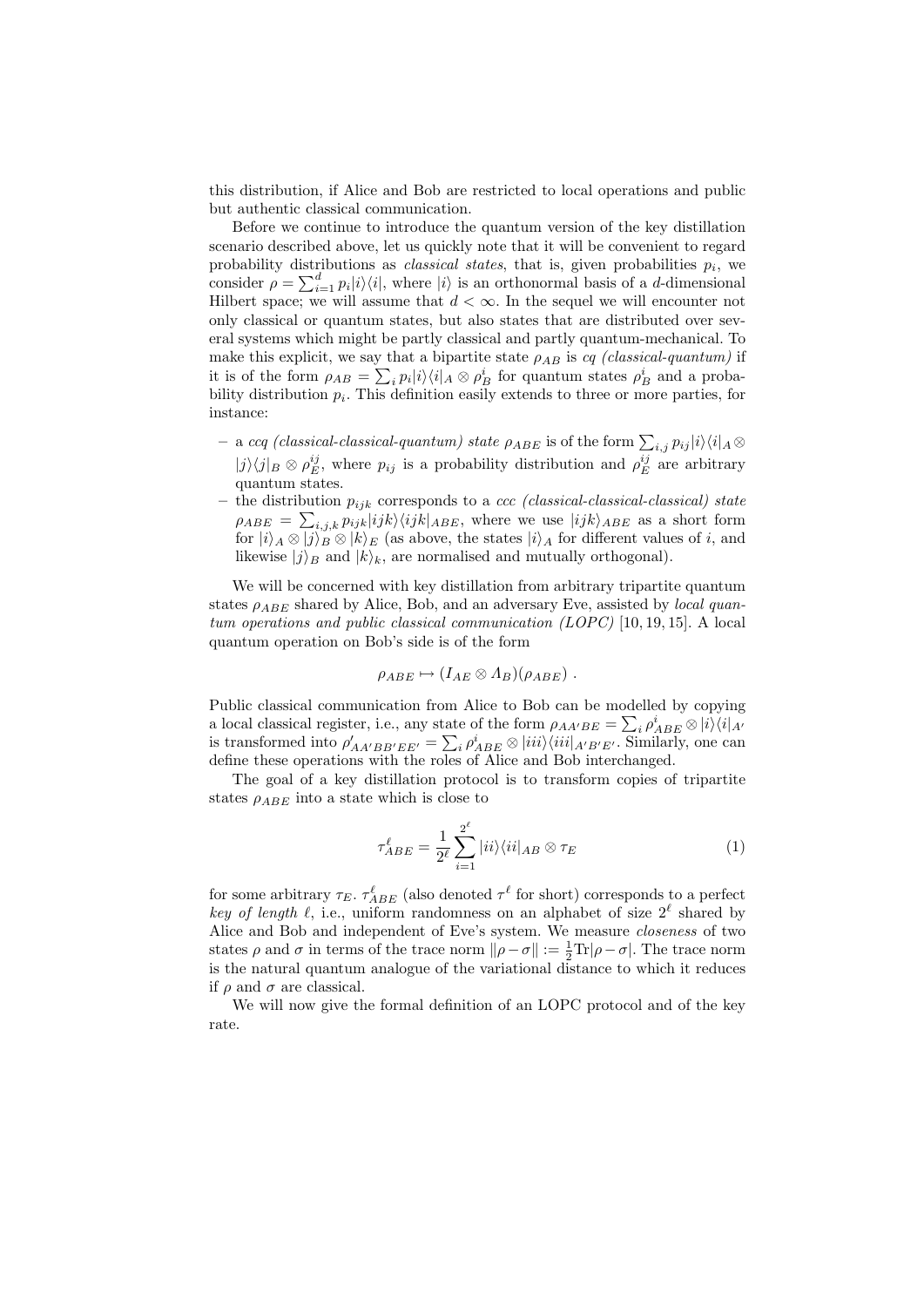this distribution, if Alice and Bob are restricted to local operations and public but authentic classical communication.

Before we continue to introduce the quantum version of the key distillation scenario described above, let us quickly note that it will be convenient to regard probability distributions as *classical states*, that is, given probabilities $p_i$, we consider $\rho = \sum_{i=1}^{d} p_i |i\rangle\langle i|$, where $|i\rangle$ is an orthonormal basis of a $d$-dimensional Hilbert space; we will assume that $d < \infty$. In the sequel we will encounter not only classical or quantum states, but also states that are distributed over several systems which might be partly classical and partly quantum-mechanical. To make this explicit, we say that a bipartite state $\rho_{AB}$ is *cq (classical-quantum)* if it is of the form $\rho_{AB} = \sum_i p_i |i\rangle\langle i|_A \otimes \rho_B^i$ for quantum states $\rho_B^i$ and a probability distribution $p_i$. This definition easily extends to three or more parties, for instance:

- a *ccq (classical-classical-quantum) state* $\rho_{ABE}$ is of the form $\sum_{i,j} p_{ij} |i\rangle\langle i|_A \otimes |j\rangle\langle j|_B \otimes \rho_E^{ij}$, where $p_{ij}$ is a probability distribution and $\rho_E^{ij}$ are arbitrary quantum states.
- the distribution $p_{ijk}$ corresponds to a *ccc (classical-classical-classical) state* $\rho_{ABE} = \sum_{i,j,k} p_{ijk} |ijk\rangle\langle ijk|_{ABE}$, where we use $|ijk\rangle_{ABE}$ as a short form for $|i\rangle_A \otimes |j\rangle_B \otimes |k\rangle_E$ (as above, the states $|i\rangle_A$ for different values of $i$, and likewise $|j\rangle_B$ and $|k\rangle_k$, are normalised and mutually orthogonal).

We will be concerned with key distillation from arbitrary tripartite quantum states $\rho_{ABE}$ shared by Alice, Bob, and an adversary Eve, assisted by *local quantum operations and public classical communication (LOPC)* [10, 19, 15]. A local quantum operation on Bob's side is of the form

$$\rho_{ABE} \mapsto (I_{AE} \otimes \Lambda_B)(\rho_{ABE}) \ .$$

Public classical communication from Alice to Bob can be modelled by copying a local classical register, i.e., any state of the form $\rho_{AA'BE} = \sum_i \rho_{ABE}^i \otimes |i\rangle\langle i|_{A'}$ is transformed into $\rho'_{AA'BB'EE'} = \sum_i \rho_{ABE}^i \otimes |iii\rangle\langle iii|_{A'B'E'}$. Similarly, one can define these operations with the roles of Alice and Bob interchanged.

The goal of a key distillation protocol is to transform copies of tripartite states $\rho_{ABE}$ into a state which is close to

$$\tau_{ABE}^{\ell} = \frac{1}{2^{\ell}} \sum_{i=1}^{2^{\ell}} |ii\rangle\langle ii|_{AB} \otimes \tau_E \tag{1}$$

for some arbitrary $\tau_E$. $\tau_{ABE}^{\ell}$ (also denoted $\tau^{\ell}$ for short) corresponds to a perfect *key of length* $\ell$, i.e., uniform randomness on an alphabet of size $2^{\ell}$ shared by Alice and Bob and independent of Eve's system. We measure *closeness* of two states $\rho$ and $\sigma$ in terms of the trace norm $\|\rho - \sigma\| := \frac{1}{2}\mathrm{Tr}|\rho - \sigma|$. The trace norm is the natural quantum analogue of the variational distance to which it reduces if $\rho$ and $\sigma$ are classical.

We will now give the formal definition of an LOPC protocol and of the key rate.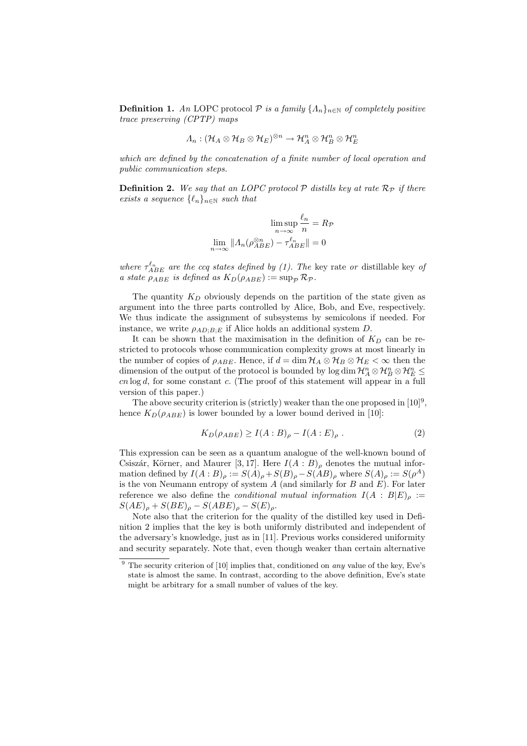**Definition 1.** *An* LOPC *protocol $\mathcal{P}$ is a family $\{\Lambda_n\}_{n\in\mathbb{N}}$ of completely positive trace preserving (CPTP) maps*

$$\Lambda_n : (\mathcal{H}_A \otimes \mathcal{H}_B \otimes \mathcal{H}_E)^{\otimes n} \to \mathcal{H}_A^n \otimes \mathcal{H}_B^n \otimes \mathcal{H}_E^n$$

*which are defined by the concatenation of a finite number of local operation and public communication steps.*

**Definition 2.** *We say that an LOPC protocol $\mathcal{P}$ distills key at rate $\mathcal{R}_\mathcal{P}$ if there exists a sequence $\{\ell_n\}_{n\in\mathbb{N}}$ such that*

$$\limsup_{n\to\infty} \frac{\ell_n}{n} = R_\mathcal{P}$$

$$\lim_{n\to\infty} \|\Lambda_n(\rho_{ABE}^{\otimes n}) - \tau_{ABE}^{\ell_n}\| = 0$$

*where $\tau_{ABE}^{\ell_n}$ are the ccq states defined by (1). The* key rate *or* distillable key *of a state $\rho_{ABE}$ is defined as $K_D(\rho_{ABE}) := \sup_\mathcal{P} \mathcal{R}_\mathcal{P}$.*

The quantity $K_D$ obviously depends on the partition of the state given as argument into the three parts controlled by Alice, Bob, and Eve, respectively. We thus indicate the assignment of subsystems by semicolons if needed. For instance, we write $\rho_{AD;B;E}$ if Alice holds an additional system $D$.

It can be shown that the maximisation in the definition of $K_D$ can be restricted to protocols whose communication complexity grows at most linearly in the number of copies of $\rho_{ABE}$. Hence, if $d = \dim \mathcal{H}_A \otimes \mathcal{H}_B \otimes \mathcal{H}_E < \infty$ then the dimension of the output of the protocol is bounded by $\log \dim \mathcal{H}_A^n \otimes \mathcal{H}_B^n \otimes \mathcal{H}_E^n \leq cn \log d$, for some constant $c$. (The proof of this statement will appear in a full version of this paper.)

The above security criterion is (strictly) weaker than the one proposed in [10][9], hence $K_D(\rho_{ABE})$ is lower bounded by a lower bound derived in [10]:

$$K_D(\rho_{ABE}) \geq I(A:B)_\rho - I(A:E)_\rho \ . \tag{2}$$

This expression can be seen as a quantum analogue of the well-known bound of Csiszár, Körner, and Maurer [3, 17]. Here $I(A:B)_\rho$ denotes the mutual information defined by $I(A:B)_\rho := S(A)_\rho + S(B)_\rho - S(AB)_\rho$ where $S(A)_\rho := S(\rho^A)$ is the von Neumann entropy of system $A$ (and similarly for $B$ and $E$). For later reference we also define the *conditional mutual information* $I(A:B|E)_\rho := S(AE)_\rho + S(BE)_\rho - S(ABE)_\rho - S(E)_\rho$.

Note also that the criterion for the quality of the distilled key used in Definition 2 implies that the key is both uniformly distributed and independent of the adversary's knowledge, just as in [11]. Previous works considered uniformity and security separately. Note that, even though weaker than certain alternative

[9] The security criterion of [10] implies that, conditioned on *any* value of the key, Eve's state is almost the same. In contrast, according to the above definition, Eve's state might be arbitrary for a small number of values of the key.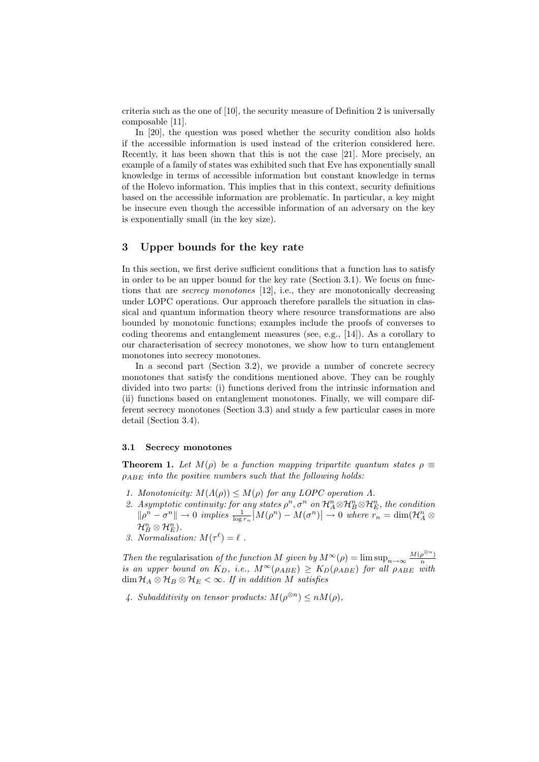criteria such as the one of [10], the security measure of Definition 2 is universally composable [11].

In [20], the question was posed whether the security condition also holds if the accessible information is used instead of the criterion considered here. Recently, it has been shown that this is not the case [21]. More precisely, an example of a family of states was exhibited such that Eve has exponentially small knowledge in terms of accessible information but constant knowledge in terms of the Holevo information. This implies that in this context, security definitions based on the accessible information are problematic. In particular, a key might be insecure even though the accessible information of an adversary on the key is exponentially small (in the key size).

## 3 Upper bounds for the key rate

In this section, we first derive sufficient conditions that a function has to satisfy in order to be an upper bound for the key rate (Section 3.1). We focus on functions that are *secrecy monotones* [12], i.e., they are monotonically decreasing under LOPC operations. Our approach therefore parallels the situation in classical and quantum information theory where resource transformations are also bounded by monotonic functions; examples include the proofs of converses to coding theorems and entanglement measures (see, e.g., [14]). As a corollary to our characterisation of secrecy monotones, we show how to turn entanglement monotones into secrecy monotones.

In a second part (Section 3.2), we provide a number of concrete secrecy monotones that satisfy the conditions mentioned above. They can be roughly divided into two parts: (i) functions derived from the intrinsic information and (ii) functions based on entanglement monotones. Finally, we will compare different secrecy monotones (Section 3.3) and study a few particular cases in more detail (Section 3.4).

### 3.1 Secrecy monotones

**Theorem 1.** *Let $M(\rho)$ be a function mapping tripartite quantum states $\rho \equiv \rho_{ABE}$ into the positive numbers such that the following holds:*

1. *Monotonicity: $M(\Lambda(\rho)) \leq M(\rho)$ for any LOPC operation $\Lambda$.*
2. *Asymptotic continuity: for any states $\rho^n, \sigma^n$ on $\mathcal{H}_A^n \otimes \mathcal{H}_B^n \otimes \mathcal{H}_E^n$, the condition $\|\rho^n - \sigma^n\| \to 0$ implies $\frac{1}{\log r_n}\big|M(\rho^n) - M(\sigma^n)\big| \to 0$ where $r_n = \dim(\mathcal{H}_A^n \otimes \mathcal{H}_B^n \otimes \mathcal{H}_E^n)$.*
3. *Normalisation: $M(\tau^\ell) = \ell$ .*

*Then the* regularisation *of the function $M$ given by $M^\infty(\rho) = \limsup_{n\to\infty} \frac{M(\rho^{\otimes n})}{n}$ is an upper bound on $K_D$, i.e., $M^\infty(\rho_{ABE}) \geq K_D(\rho_{ABE})$ for all $\rho_{ABE}$ with $\dim \mathcal{H}_A \otimes \mathcal{H}_B \otimes \mathcal{H}_E < \infty$. If in addition $M$ satisfies*

4. *Subadditivity on tensor products: $M(\rho^{\otimes n}) \leq nM(\rho)$,*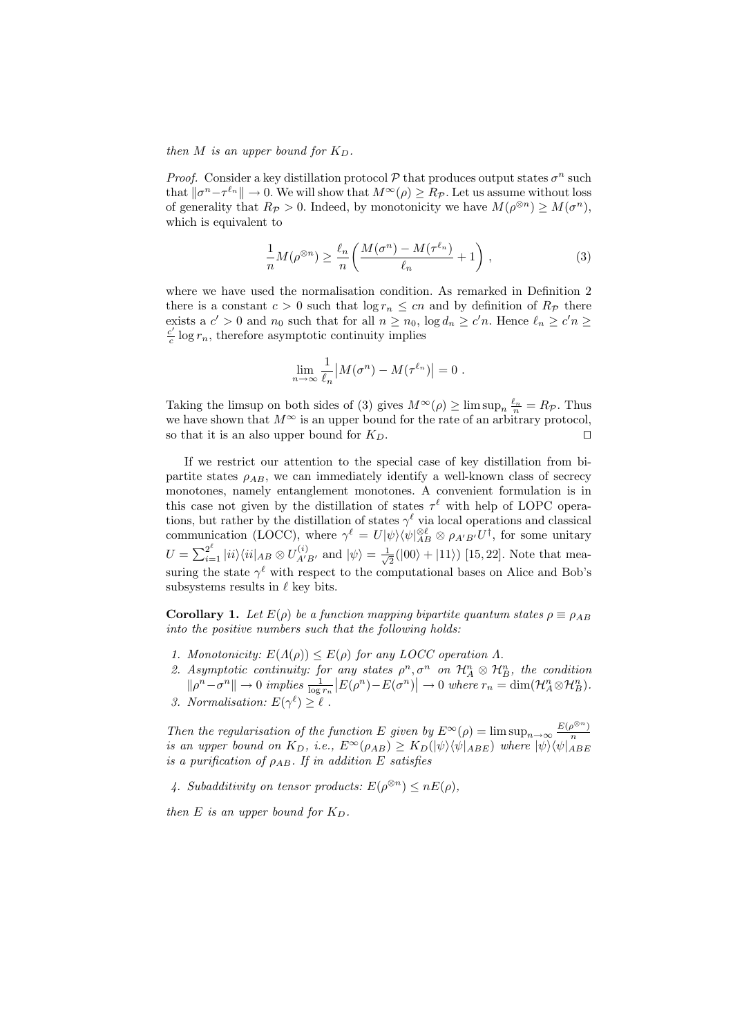*then $M$ is an upper bound for $K_D$.*

*Proof.* Consider a key distillation protocol $\mathcal{P}$ that produces output states $\sigma^n$ such that $\|\sigma^n - \tau^{\ell_n}\| \to 0$. We will show that $M^\infty(\rho) \geq R_\mathcal{P}$. Let us assume without loss of generality that $R_\mathcal{P} > 0$. Indeed, by monotonicity we have $M(\rho^{\otimes n}) \geq M(\sigma^n)$, which is equivalent to

$$\frac{1}{n} M(\rho^{\otimes n}) \geq \frac{\ell_n}{n} \left( \frac{M(\sigma^n) - M(\tau^{\ell_n})}{\ell_n} + 1 \right) , \tag{3}$$

where we have used the normalisation condition. As remarked in Definition 2 there is a constant $c > 0$ such that $\log r_n \leq cn$ and by definition of $R_\mathcal{P}$ there exists a $c' > 0$ and $n_0$ such that for all $n \geq n_0$, $\log d_n \geq c'n$. Hence $\ell_n \geq c'n \geq \frac{c'}{c} \log r_n$, therefore asymptotic continuity implies

$$\lim_{n\to\infty} \frac{1}{\ell_n} \big| M(\sigma^n) - M(\tau^{\ell_n}) \big| = 0 \ .$$

Taking the limsup on both sides of (3) gives $M^\infty(\rho) \geq \limsup_n \frac{\ell_n}{n} = R_\mathcal{P}$. Thus we have shown that $M^\infty$ is an upper bound for the rate of an arbitrary protocol, so that it is an also upper bound for $K_D$. □

If we restrict our attention to the special case of key distillation from bipartite states $\rho_{AB}$, we can immediately identify a well-known class of secrecy monotones, namely entanglement monotones. A convenient formulation is in this case not given by the distillation of states $\tau^\ell$ with help of LOPC operations, but rather by the distillation of states $\gamma^\ell$ via local operations and classical communication (LOCC), where $\gamma^\ell = U |\psi\rangle\langle\psi|_{AB}^{\otimes \ell} \otimes \rho_{A'B'} U^\dagger$, for some unitary $U = \sum_{i=1}^{2^\ell} |ii\rangle\langle ii|_{AB} \otimes U^{(i)}_{A'B'}$ and $|\psi\rangle = \frac{1}{\sqrt{2}}(|00\rangle + |11\rangle)$ [15, 22]. Note that measuring the state $\gamma^\ell$ with respect to the computational bases on Alice and Bob's subsystems results in $\ell$ key bits.

**Corollary 1.** *Let $E(\rho)$ be a function mapping bipartite quantum states $\rho \equiv \rho_{AB}$ into the positive numbers such that the following holds:*

1. *Monotonicity: $E(\Lambda(\rho)) \leq E(\rho)$ for any LOCC operation $\Lambda$.*
2. *Asymptotic continuity: for any states $\rho^n, \sigma^n$ on $\mathcal{H}_A^n \otimes \mathcal{H}_B^n$, the condition $\|\rho^n - \sigma^n\| \to 0$ implies $\frac{1}{\log r_n} \big| E(\rho^n) - E(\sigma^n) \big| \to 0$ where $r_n = \dim(\mathcal{H}_A^n \otimes \mathcal{H}_B^n)$.*
3. *Normalisation: $E(\gamma^\ell) \geq \ell$ .*

*Then the regularisation of the function $E$ given by $E^\infty(\rho) = \limsup_{n\to\infty} \frac{E(\rho^{\otimes n})}{n}$ is an upper bound on $K_D$, i.e., $E^\infty(\rho_{AB}) \geq K_D(|\psi\rangle\langle\psi|_{ABE})$ where $|\psi\rangle\langle\psi|_{ABE}$ is a purification of $\rho_{AB}$. If in addition $E$ satisfies*

4. *Subadditivity on tensor products: $E(\rho^{\otimes n}) \leq nE(\rho)$,*

*then $E$ is an upper bound for $K_D$.*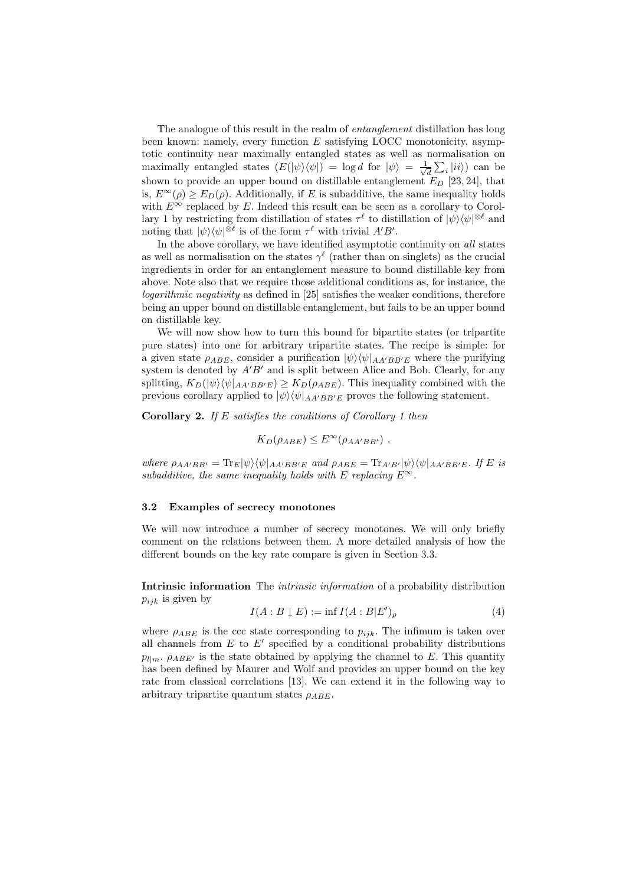The analogue of this result in the realm of *entanglement* distillation has long been known: namely, every function $E$ satisfying LOCC monotonicity, asymptotic continuity near maximally entangled states as well as normalisation on maximally entangled states ($E(|\psi\rangle\langle\psi|) = \log d$ for $|\psi\rangle = \frac{1}{\sqrt{d}}\sum_i |ii\rangle$) can be shown to provide an upper bound on distillable entanglement $E_D$ [23, 24], that is, $E^\infty(\rho) \geq E_D(\rho)$. Additionally, if $E$ is subadditive, the same inequality holds with $E^\infty$ replaced by $E$. Indeed this result can be seen as a corollary to Corollary 1 by restricting from distillation of states $\tau^\ell$ to distillation of $|\psi\rangle\langle\psi|^{\otimes\ell}$ and noting that $|\psi\rangle\langle\psi|^{\otimes\ell}$ is of the form $\tau^\ell$ with trivial $A'B'$.

In the above corollary, we have identified asymptotic continuity on *all* states as well as normalisation on the states $\gamma^\ell$ (rather than on singlets) as the crucial ingredients in order for an entanglement measure to bound distillable key from above. Note also that we require those additional conditions as, for instance, the *logarithmic negativity* as defined in [25] satisfies the weaker conditions, therefore being an upper bound on distillable entanglement, but fails to be an upper bound on distillable key.

We will now show how to turn this bound for bipartite states (or tripartite pure states) into one for arbitrary tripartite states. The recipe is simple: for a given state $\rho_{ABE}$, consider a purification $|\psi\rangle\langle\psi|_{AA'BB'E}$ where the purifying system is denoted by $A'B'$ and is split between Alice and Bob. Clearly, for any splitting, $K_D(|\psi\rangle\langle\psi|_{AA'BB'E}) \geq K_D(\rho_{ABE})$. This inequality combined with the previous corollary applied to $|\psi\rangle\langle\psi|_{AA'BB'E}$ proves the following statement.

**Corollary 2.** *If $E$ satisfies the conditions of Corollary 1 then*

$$K_D(\rho_{ABE}) \leq E^\infty(\rho_{AA'BB'}) ,$$

*where $\rho_{AA'BB'} = \mathrm{Tr}_E|\psi\rangle\langle\psi|_{AA'BB'E}$ and $\rho_{ABE} = \mathrm{Tr}_{A'B'}|\psi\rangle\langle\psi|_{AA'BB'E}$. If $E$ is subadditive, the same inequality holds with $E$ replacing $E^\infty$.*

### 3.2 Examples of secrecy monotones

We will now introduce a number of secrecy monotones. We will only briefly comment on the relations between them. A more detailed analysis of how the different bounds on the key rate compare is given in Section 3.3.

**Intrinsic information** The *intrinsic information* of a probability distribution $p_{ijk}$ is given by

$$I(A:B \downarrow E) := \inf I(A:B|E')_\rho \tag{4}$$

where $\rho_{ABE}$ is the ccc state corresponding to $p_{ijk}$. The infimum is taken over all channels from $E$ to $E'$ specified by a conditional probability distributions $p_{l|m}$. $\rho_{ABE'}$ is the state obtained by applying the channel to $E$. This quantity has been defined by Maurer and Wolf and provides an upper bound on the key rate from classical correlations [13]. We can extend it in the following way to arbitrary tripartite quantum states $\rho_{ABE}$.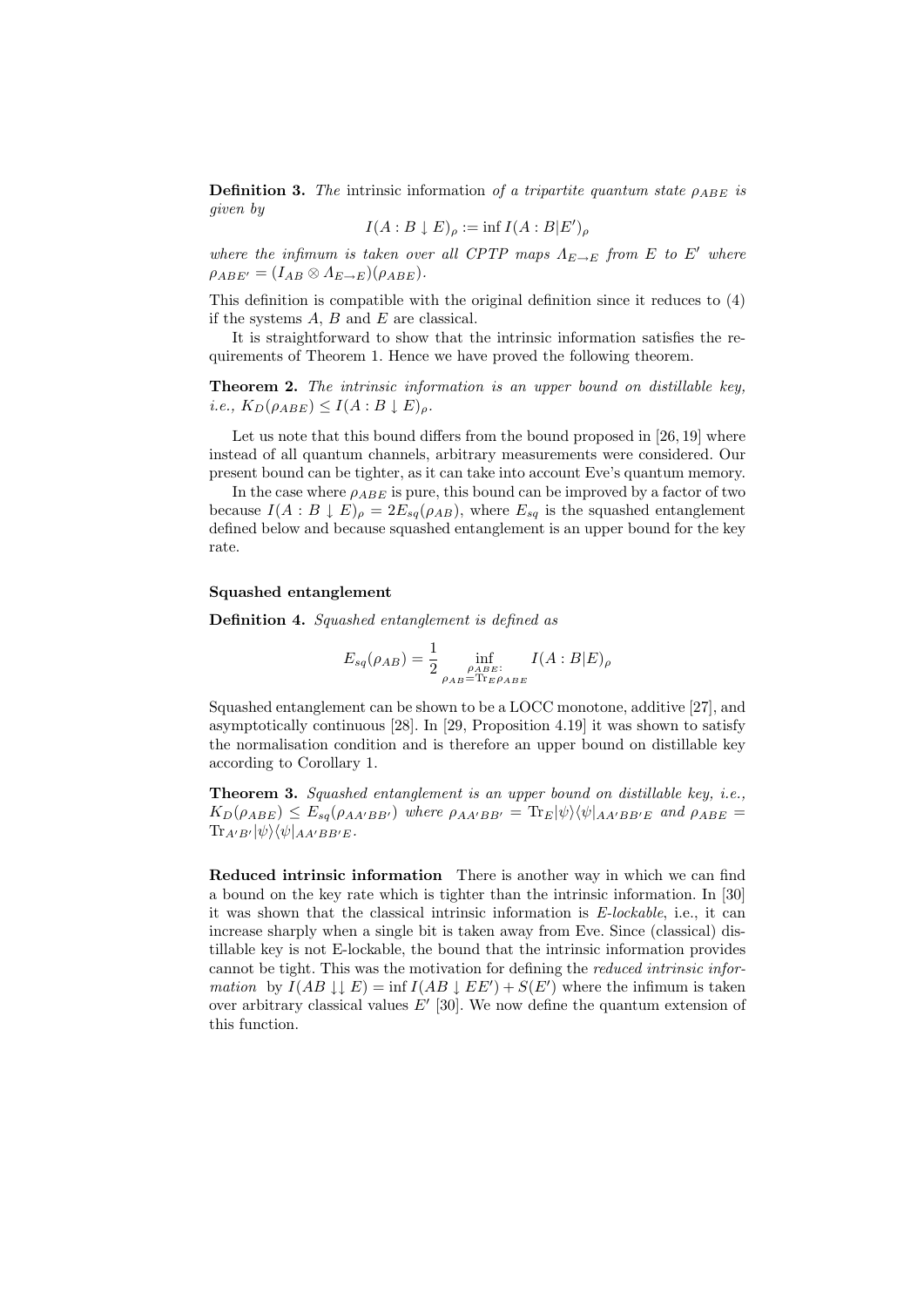**Definition 3.** *The* intrinsic information *of a tripartite quantum state $\rho_{ABE}$ is given by*

$$I(A : B \downarrow E)_\rho := \inf I(A : B|E')_\rho$$

*where the infimum is taken over all CPTP maps $\Lambda_{E \to E}$ from $E$ to $E'$ where $\rho_{ABE'} = (I_{AB} \otimes \Lambda_{E \to E})(\rho_{ABE})$.*

This definition is compatible with the original definition since it reduces to (4) if the systems $A$, $B$ and $E$ are classical.

It is straightforward to show that the intrinsic information satisfies the requirements of Theorem 1. Hence we have proved the following theorem.

**Theorem 2.** *The intrinsic information is an upper bound on distillable key, i.e., $K_D(\rho_{ABE}) \leq I(A : B \downarrow E)_\rho$.*

Let us note that this bound differs from the bound proposed in [26, 19] where instead of all quantum channels, arbitrary measurements were considered. Our present bound can be tighter, as it can take into account Eve's quantum memory.

In the case where $\rho_{ABE}$ is pure, this bound can be improved by a factor of two because $I(A : B \downarrow E)_\rho = 2E_{sq}(\rho_{AB})$, where $E_{sq}$ is the squashed entanglement defined below and because squashed entanglement is an upper bound for the key rate.

#### Squashed entanglement

**Definition 4.** *Squashed entanglement is defined as*

$$E_{sq}(\rho_{AB}) = \frac{1}{2} \inf_{\substack{\rho_{ABE}: \\ \rho_{AB} = \mathrm{Tr}_E \rho_{ABE}}} I(A : B|E)_\rho$$

Squashed entanglement can be shown to be a LOCC monotone, additive [27], and asymptotically continuous [28]. In [29, Proposition 4.19] it was shown to satisfy the normalisation condition and is therefore an upper bound on distillable key according to Corollary 1.

**Theorem 3.** *Squashed entanglement is an upper bound on distillable key, i.e., $K_D(\rho_{ABE}) \leq E_{sq}(\rho_{AA'BB'})$ where $\rho_{AA'BB'} = \mathrm{Tr}_E |\psi\rangle\langle\psi|_{AA'BB'E}$ and $\rho_{ABE} = \mathrm{Tr}_{A'B'} |\psi\rangle\langle\psi|_{AA'BB'E}$.*

**Reduced intrinsic information** There is another way in which we can find a bound on the key rate which is tighter than the intrinsic information. In [30] it was shown that the classical intrinsic information is *E-lockable*, i.e., it can increase sharply when a single bit is taken away from Eve. Since (classical) distillable key is not E-lockable, the bound that the intrinsic information provides cannot be tight. This was the motivation for defining the *reduced intrinsic information* by $I(AB \downarrow\downarrow E) = \inf I(AB \downarrow EE') + S(E')$ where the infimum is taken over arbitrary classical values $E'$ [30]. We now define the quantum extension of this function.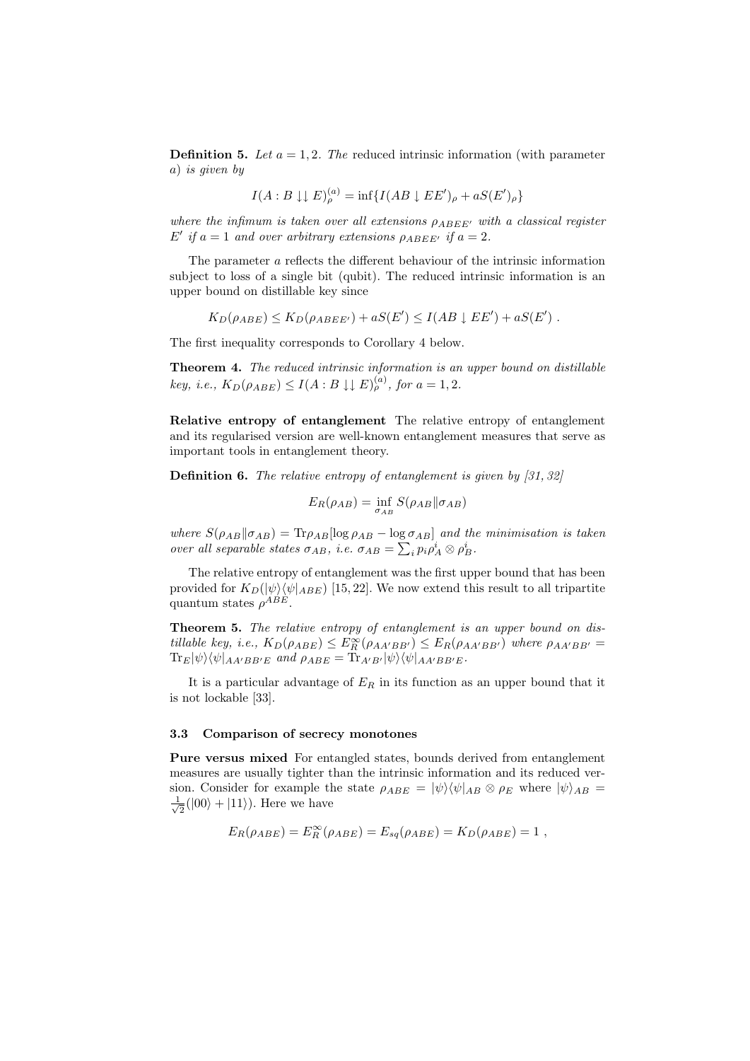**Definition 5.** *Let $a = 1, 2$. The* reduced intrinsic information (with parameter $a$) *is given by*

$$I(A : B \downarrow\downarrow E)_\rho^{(a)} = \inf\{I(AB \downarrow EE')_\rho + aS(E')_\rho\}$$

*where the infimum is taken over all extensions $\rho_{ABEE'}$ with a classical register $E'$ if $a = 1$ and over arbitrary extensions $\rho_{ABEE'}$ if $a = 2$.*

The parameter $a$ reflects the different behaviour of the intrinsic information subject to loss of a single bit (qubit). The reduced intrinsic information is an upper bound on distillable key since

$$K_D(\rho_{ABE}) \leq K_D(\rho_{ABEE'}) + aS(E') \leq I(AB \downarrow EE') + aS(E') .$$

The first inequality corresponds to Corollary 4 below.

**Theorem 4.** *The reduced intrinsic information is an upper bound on distillable key, i.e., $K_D(\rho_{ABE}) \leq I(A : B \downarrow\downarrow E)_\rho^{(a)}$, for $a = 1, 2$.*

**Relative entropy of entanglement** The relative entropy of entanglement and its regularised version are well-known entanglement measures that serve as important tools in entanglement theory.

**Definition 6.** *The relative entropy of entanglement is given by [31, 32]*

$$E_R(\rho_{AB}) = \inf_{\sigma_{AB}} S(\rho_{AB} \| \sigma_{AB})$$

*where $S(\rho_{AB} \| \sigma_{AB}) = \mathrm{Tr}\rho_{AB}[\log \rho_{AB} - \log \sigma_{AB}]$ and the minimisation is taken over all separable states $\sigma_{AB}$, i.e. $\sigma_{AB} = \sum_i p_i \rho_A^i \otimes \rho_B^i$.*

The relative entropy of entanglement was the first upper bound that has been provided for $K_D(|\psi\rangle\langle\psi|_{ABE})$ [15, 22]. We now extend this result to all tripartite quantum states $\rho^{ABE}$.

**Theorem 5.** *The relative entropy of entanglement is an upper bound on distillable key, i.e., $K_D(\rho_{ABE}) \leq E_R^\infty(\rho_{AA'BB'}) \leq E_R(\rho_{AA'BB'})$ where $\rho_{AA'BB'} = \mathrm{Tr}_E|\psi\rangle\langle\psi|_{AA'BB'E}$ and $\rho_{ABE} = \mathrm{Tr}_{A'B'}|\psi\rangle\langle\psi|_{AA'BB'E}$.*

It is a particular advantage of $E_R$ in its function as an upper bound that it is not lockable [33].

### 3.3 Comparison of secrecy monotones

**Pure versus mixed** For entangled states, bounds derived from entanglement measures are usually tighter than the intrinsic information and its reduced version. Consider for example the state $\rho_{ABE} = |\psi\rangle\langle\psi|_{AB} \otimes \rho_E$ where $|\psi\rangle_{AB} = \frac{1}{\sqrt{2}}(|00\rangle + |11\rangle)$. Here we have

$$E_R(\rho_{ABE}) = E_R^\infty(\rho_{ABE}) = E_{sq}(\rho_{ABE}) = K_D(\rho_{ABE}) = 1 ,$$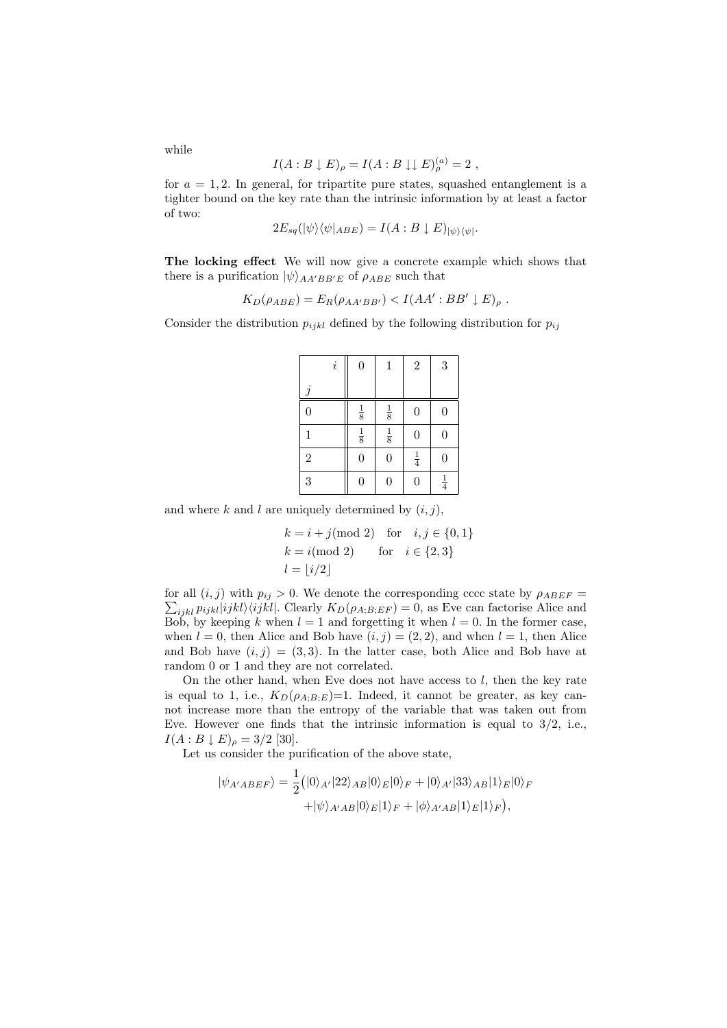while

$$I(A:B\downarrow E)_\rho = I(A:B\downarrow\downarrow E)^{(a)}_\rho = 2\ ,$$

for $a = 1, 2$. In general, for tripartite pure states, squashed entanglement is a tighter bound on the key rate than the intrinsic information by at least a factor of two:

$$2E_{sq}(|\psi\rangle\langle\psi|_{ABE}) = I(A:B\downarrow E)_{|\psi\rangle\langle\psi|}.$$

**The locking effect** We will now give a concrete example which shows that there is a purification $|\psi\rangle_{AA'BB'E}$ of $\rho_{ABE}$ such that

$$K_D(\rho_{ABE}) = E_R(\rho_{AA'BB'}) < I(AA':BB'\downarrow E)_\rho\ .$$

Consider the distribution $p_{ijkl}$ defined by the following distribution for $p_{ij}$

| $j$ \ $i$ | 0 | 1 | 2 | 3 |
|---|---|---|---|---|
| 0 | $\frac{1}{8}$ | $\frac{1}{8}$ | 0 | 0 |
| 1 | $\frac{1}{8}$ | $\frac{1}{8}$ | 0 | 0 |
| 2 | 0 | 0 | $\frac{1}{4}$ | 0 |
| 3 | 0 | 0 | 0 | $\frac{1}{4}$ |

and where $k$ and $l$ are uniquely determined by $(i, j)$,

$$\begin{aligned}
&k = i + j (\mathrm{mod}\ 2) \quad \text{for} \quad i, j \in \{0, 1\} \\
&k = i (\mathrm{mod}\ 2) \qquad \text{for} \quad i \in \{2, 3\} \\
&l = \lfloor i/2 \rfloor
\end{aligned}$$

for all $(i, j)$ with $p_{ij} > 0$. We denote the corresponding cccc state by $\rho_{ABEF} = \sum_{ijkl} p_{ijkl} |ijkl\rangle\langle ijkl|$. Clearly $K_D(\rho_{A;B;EF}) = 0$, as Eve can factorise Alice and Bob, by keeping $k$ when $l = 1$ and forgetting it when $l = 0$. In the former case, when $l = 0$, then Alice and Bob have $(i, j) = (2, 2)$, and when $l = 1$, then Alice and Bob have $(i, j) = (3, 3)$. In the latter case, both Alice and Bob have at random 0 or 1 and they are not correlated.

On the other hand, when Eve does not have access to $l$, then the key rate is equal to 1, i.e., $K_D(\rho_{A;B;E})$=1. Indeed, it cannot be greater, as key cannot increase more than the entropy of the variable that was taken out from Eve. However one finds that the intrinsic information is equal to 3/2, i.e., $I(A:B\downarrow E)_\rho = 3/2$ [30].

Let us consider the purification of the above state,

$$\begin{aligned}
|\psi_{A'ABEF}\rangle = \frac{1}{2}\big(&|0\rangle_{A'}|22\rangle_{AB}|0\rangle_E|0\rangle_F + |0\rangle_{A'}|33\rangle_{AB}|1\rangle_E|0\rangle_F \\
&+|\psi\rangle_{A'AB}|0\rangle_E|1\rangle_F + |\phi\rangle_{A'AB}|1\rangle_E|1\rangle_F\big),
\end{aligned}$$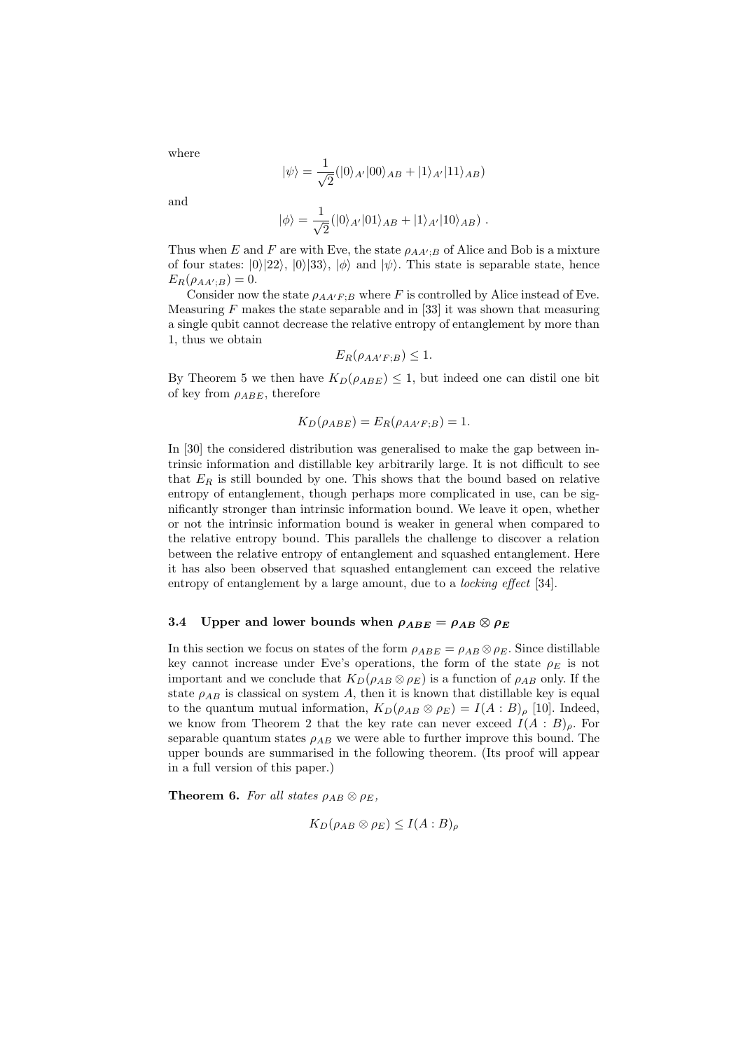where

$$|\psi\rangle = \frac{1}{\sqrt{2}}(|0\rangle_{A'}|00\rangle_{AB} + |1\rangle_{A'}|11\rangle_{AB})$$

and

$$|\phi\rangle = \frac{1}{\sqrt{2}}(|0\rangle_{A'}|01\rangle_{AB} + |1\rangle_{A'}|10\rangle_{AB}) .$$

Thus when $E$ and $F$ are with Eve, the state $\rho_{AA';B}$ of Alice and Bob is a mixture of four states: $|0\rangle|22\rangle$, $|0\rangle|33\rangle$, $|\phi\rangle$ and $|\psi\rangle$. This state is separable state, hence $E_R(\rho_{AA';B}) = 0$.

Consider now the state $\rho_{AA'F;B}$ where $F$ is controlled by Alice instead of Eve. Measuring $F$ makes the state separable and in [33] it was shown that measuring a single qubit cannot decrease the relative entropy of entanglement by more than 1, thus we obtain

$$E_R(\rho_{AA'F;B}) \leq 1.$$

By Theorem 5 we then have $K_D(\rho_{ABE}) \leq 1$, but indeed one can distil one bit of key from $\rho_{ABE}$, therefore

$$K_D(\rho_{ABE}) = E_R(\rho_{AA'F;B}) = 1.$$

In [30] the considered distribution was generalised to make the gap between intrinsic information and distillable key arbitrarily large. It is not difficult to see that $E_R$ is still bounded by one. This shows that the bound based on relative entropy of entanglement, though perhaps more complicated in use, can be significantly stronger than intrinsic information bound. We leave it open, whether or not the intrinsic information bound is weaker in general when compared to the relative entropy bound. This parallels the challenge to discover a relation between the relative entropy of entanglement and squashed entanglement. Here it has also been observed that squashed entanglement can exceed the relative entropy of entanglement by a large amount, due to a *locking effect* [34].

### 3.4 Upper and lower bounds when $\rho_{ABE} = \rho_{AB} \otimes \rho_E$

In this section we focus on states of the form $\rho_{ABE} = \rho_{AB} \otimes \rho_E$. Since distillable key cannot increase under Eve's operations, the form of the state $\rho_E$ is not important and we conclude that $K_D(\rho_{AB} \otimes \rho_E)$ is a function of $\rho_{AB}$ only. If the state $\rho_{AB}$ is classical on system $A$, then it is known that distillable key is equal to the quantum mutual information, $K_D(\rho_{AB} \otimes \rho_E) = I(A : B)_\rho$ [10]. Indeed, we know from Theorem 2 that the key rate can never exceed $I(A : B)_\rho$. For separable quantum states $\rho_{AB}$ we were able to further improve this bound. The upper bounds are summarised in the following theorem. (Its proof will appear in a full version of this paper.)

**Theorem 6.** *For all states* $\rho_{AB} \otimes \rho_E$,

$$K_D(\rho_{AB} \otimes \rho_E) \leq I(A : B)_\rho$$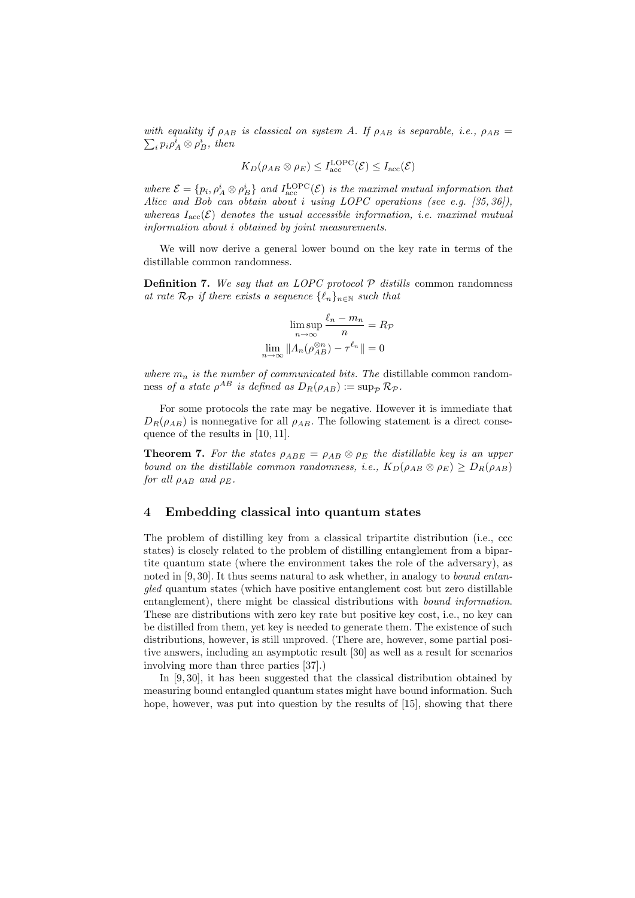*with equality if $\rho_{AB}$ is classical on system A. If $\rho_{AB}$ is separable, i.e., $\rho_{AB} = \sum_i p_i \rho_A^i \otimes \rho_B^i$, then*

$$K_D(\rho_{AB} \otimes \rho_E) \leq I_{\rm acc}^{\rm LOPC}(\mathcal{E}) \leq I_{\rm acc}(\mathcal{E})$$

*where $\mathcal{E} = \{p_i, \rho_A^i \otimes \rho_B^i\}$ and $I_{\rm acc}^{\rm LOPC}(\mathcal{E})$ is the maximal mutual information that Alice and Bob can obtain about $i$ using LOPC operations (see e.g. [35, 36]), whereas $I_{\rm acc}(\mathcal{E})$ denotes the usual accessible information, i.e. maximal mutual information about $i$ obtained by joint measurements.*

We will now derive a general lower bound on the key rate in terms of the distillable common randomness.

**Definition 7.** *We say that an LOPC protocol $\mathcal{P}$ distills* common randomness *at rate $\mathcal{R}_{\mathcal{P}}$ if there exists a sequence $\{\ell_n\}_{n\in\mathbb{N}}$ such that*

$$\limsup_{n\to\infty} \frac{\ell_n - m_n}{n} = R_{\mathcal{P}}$$
$$\lim_{n\to\infty} \|\Lambda_n(\rho_{AB}^{\otimes n}) - \tau^{\ell_n}\| = 0$$

*where $m_n$ is the number of communicated bits. The* distillable common randomness *of a state $\rho^{AB}$ is defined as $D_R(\rho_{AB}) := \sup_{\mathcal{P}} \mathcal{R}_{\mathcal{P}}$.*

For some protocols the rate may be negative. However it is immediate that $D_R(\rho_{AB})$ is nonnegative for all $\rho_{AB}$. The following statement is a direct consequence of the results in [10, 11].

**Theorem 7.** *For the states $\rho_{ABE} = \rho_{AB} \otimes \rho_E$ the distillable key is an upper bound on the distillable common randomness, i.e., $K_D(\rho_{AB} \otimes \rho_E) \geq D_R(\rho_{AB})$ for all $\rho_{AB}$ and $\rho_E$.*

## 4 Embedding classical into quantum states

The problem of distilling key from a classical tripartite distribution (i.e., ccc states) is closely related to the problem of distilling entanglement from a bipartite quantum state (where the environment takes the role of the adversary), as noted in [9, 30]. It thus seems natural to ask whether, in analogy to *bound entangled* quantum states (which have positive entanglement cost but zero distillable entanglement), there might be classical distributions with *bound information*. These are distributions with zero key rate but positive key cost, i.e., no key can be distilled from them, yet key is needed to generate them. The existence of such distributions, however, is still unproved. (There are, however, some partial positive answers, including an asymptotic result [30] as well as a result for scenarios involving more than three parties [37].)

In [9, 30], it has been suggested that the classical distribution obtained by measuring bound entangled quantum states might have bound information. Such hope, however, was put into question by the results of [15], showing that there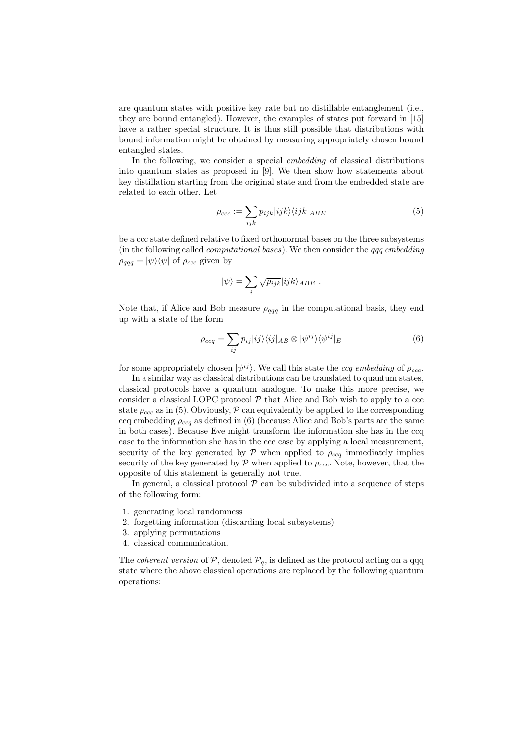are quantum states with positive key rate but no distillable entanglement (i.e., they are bound entangled). However, the examples of states put forward in [15] have a rather special structure. It is thus still possible that distributions with bound information might be obtained by measuring appropriately chosen bound entangled states.

In the following, we consider a special *embedding* of classical distributions into quantum states as proposed in [9]. We then show how statements about key distillation starting from the original state and from the embedded state are related to each other. Let

$$\rho_{ccc} := \sum_{ijk} p_{ijk} |ijk\rangle\langle ijk|_{ABE} \tag{5}$$

be a ccc state defined relative to fixed orthonormal bases on the three subsystems (in the following called *computational bases*). We then consider the *qqq embedding* $\rho_{qqq} = |\psi\rangle\langle\psi|$ of $\rho_{ccc}$ given by

$$|\psi\rangle = \sum_{i} \sqrt{p_{ijk}} |ijk\rangle_{ABE} \ .$$

Note that, if Alice and Bob measure $\rho_{qqq}$ in the computational basis, they end up with a state of the form

$$\rho_{ccq} = \sum_{ij} p_{ij} |ij\rangle\langle ij|_{AB} \otimes |\psi^{ij}\rangle\langle\psi^{ij}|_{E} \tag{6}$$

for some appropriately chosen $|\psi^{ij}\rangle$. We call this state the *ccq embedding* of $\rho_{ccc}$.

In a similar way as classical distributions can be translated to quantum states, classical protocols have a quantum analogue. To make this more precise, we consider a classical LOPC protocol $\mathcal{P}$ that Alice and Bob wish to apply to a ccc state $\rho_{ccc}$ as in (5). Obviously, $\mathcal{P}$ can equivalently be applied to the corresponding ccq embedding $\rho_{ccq}$ as defined in (6) (because Alice and Bob's parts are the same in both cases). Because Eve might transform the information she has in the ccq case to the information she has in the ccc case by applying a local measurement, security of the key generated by $\mathcal{P}$ when applied to $\rho_{ccq}$ immediately implies security of the key generated by $\mathcal{P}$ when applied to $\rho_{ccc}$. Note, however, that the opposite of this statement is generally not true.

In general, a classical protocol $\mathcal{P}$ can be subdivided into a sequence of steps of the following form:

1. generating local randomness
2. forgetting information (discarding local subsystems)
3. applying permutations
4. classical communication.

The *coherent version* of $\mathcal{P}$, denoted $\mathcal{P}_q$, is defined as the protocol acting on a qqq state where the above classical operations are replaced by the following quantum operations: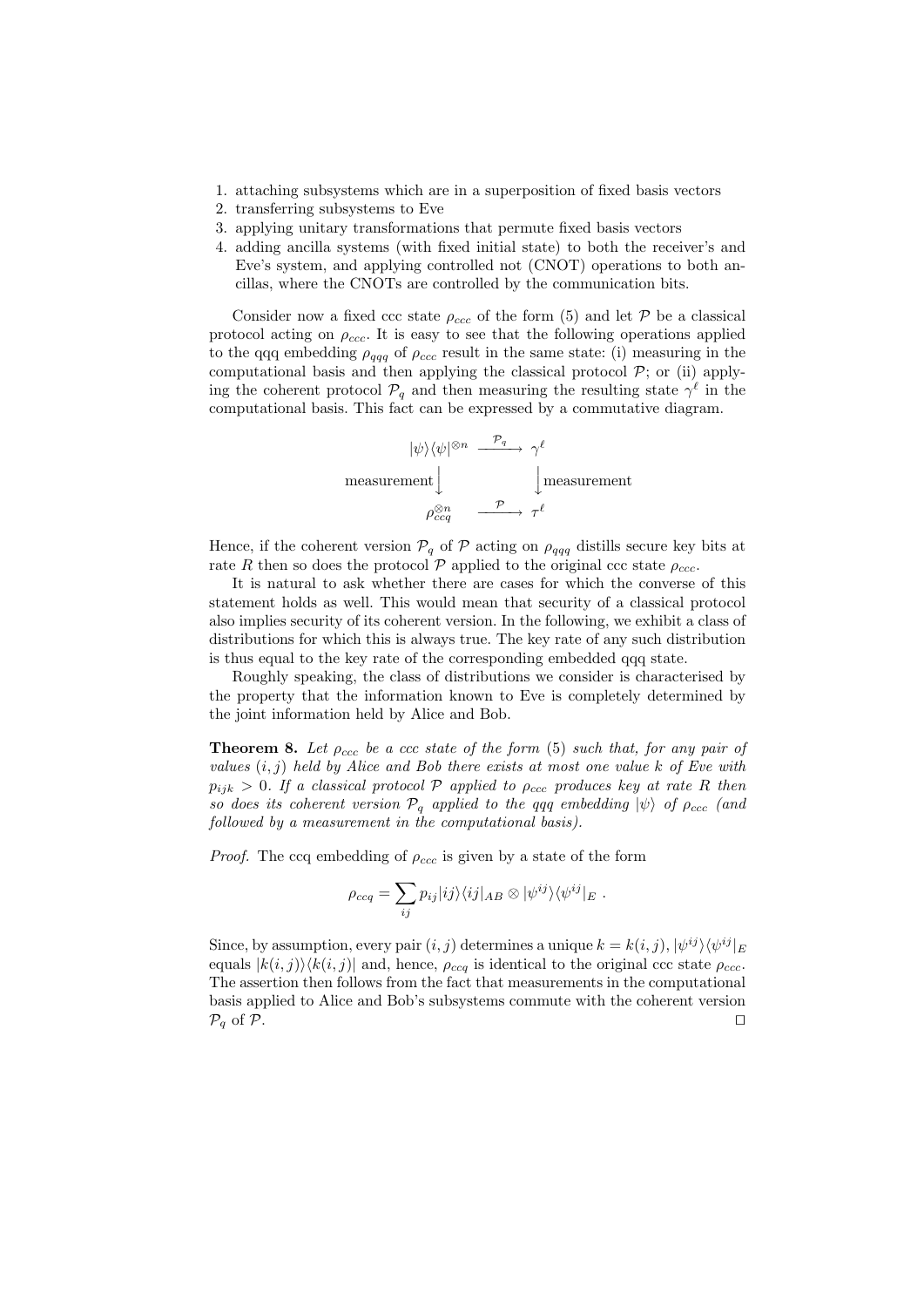1. attaching subsystems which are in a superposition of fixed basis vectors
2. transferring subsystems to Eve
3. applying unitary transformations that permute fixed basis vectors
4. adding ancilla systems (with fixed initial state) to both the receiver's and Eve's system, and applying controlled not (CNOT) operations to both ancillas, where the CNOTs are controlled by the communication bits.

Consider now a fixed ccc state $\rho_{ccc}$ of the form (5) and let $\mathcal{P}$ be a classical protocol acting on $\rho_{ccc}$. It is easy to see that the following operations applied to the qqq embedding $\rho_{qqq}$ of $\rho_{ccc}$ result in the same state: (i) measuring in the computational basis and then applying the classical protocol $\mathcal{P}$; or (ii) applying the coherent protocol $\mathcal{P}_q$ and then measuring the resulting state $\gamma^\ell$ in the computational basis. This fact can be expressed by a commutative diagram.

$$
\begin{array}{ccc}
|\psi\rangle\langle\psi|^{\otimes n} & \xrightarrow{\mathcal{P}_q} & \gamma^\ell \\
\text{measurement}\Big\downarrow & & \Big\downarrow\text{measurement} \\
\rho_{ccq}^{\otimes n} & \xrightarrow{\mathcal{P}} & \tau^\ell
\end{array}
$$

Hence, if the coherent version $\mathcal{P}_q$ of $\mathcal{P}$ acting on $\rho_{qqq}$ distills secure key bits at rate $R$ then so does the protocol $\mathcal{P}$ applied to the original ccc state $\rho_{ccc}$.

It is natural to ask whether there are cases for which the converse of this statement holds as well. This would mean that security of a classical protocol also implies security of its coherent version. In the following, we exhibit a class of distributions for which this is always true. The key rate of any such distribution is thus equal to the key rate of the corresponding embedded qqq state.

Roughly speaking, the class of distributions we consider is characterised by the property that the information known to Eve is completely determined by the joint information held by Alice and Bob.

**Theorem 8.** *Let $\rho_{ccc}$ be a ccc state of the form (5) such that, for any pair of values $(i,j)$ held by Alice and Bob there exists at most one value $k$ of Eve with $p_{ijk} > 0$. If a classical protocol $\mathcal{P}$ applied to $\rho_{ccc}$ produces key at rate $R$ then so does its coherent version $\mathcal{P}_q$ applied to the qqq embedding $|\psi\rangle$ of $\rho_{ccc}$ (and followed by a measurement in the computational basis).*

*Proof.* The ccq embedding of $\rho_{ccc}$ is given by a state of the form

$$
\rho_{ccq} = \sum_{ij} p_{ij} |ij\rangle\langle ij|_{AB} \otimes |\psi^{ij}\rangle\langle\psi^{ij}|_E \ .
$$

Since, by assumption, every pair $(i,j)$ determines a unique $k = k(i,j)$, $|\psi^{ij}\rangle\langle\psi^{ij}|_E$ equals $|k(i,j)\rangle\langle k(i,j)|$ and, hence, $\rho_{ccq}$ is identical to the original ccc state $\rho_{ccc}$. The assertion then follows from the fact that measurements in the computational basis applied to Alice and Bob's subsystems commute with the coherent version $\mathcal{P}_q$ of $\mathcal{P}$. $\square$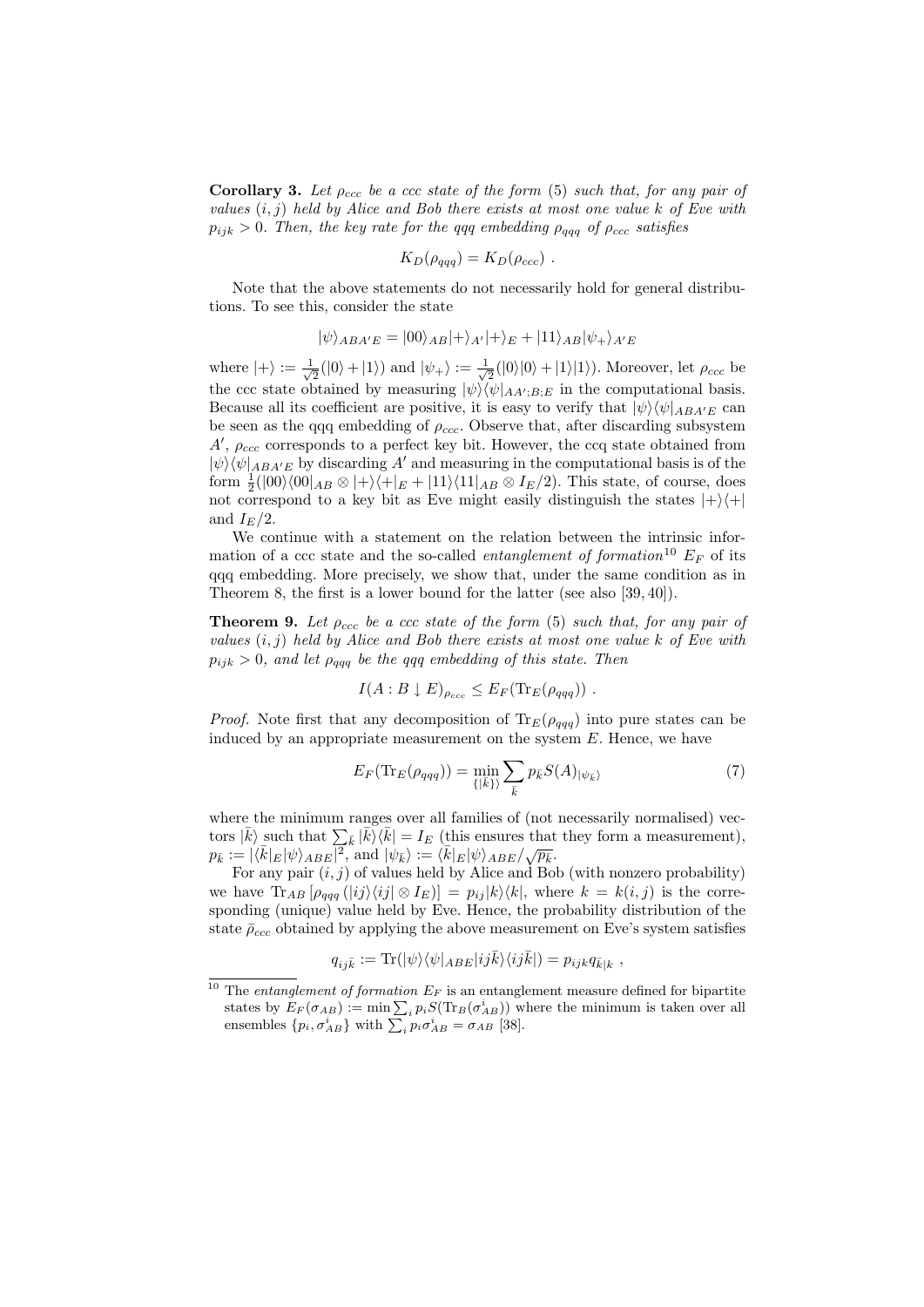**Corollary 3.** *Let $\rho_{ccc}$ be a ccc state of the form (5) such that, for any pair of values $(i,j)$ held by Alice and Bob there exists at most one value $k$ of Eve with $p_{ijk} > 0$. Then, the key rate for the qqq embedding $\rho_{qqq}$ of $\rho_{ccc}$ satisfies*

$$K_D(\rho_{qqq}) = K_D(\rho_{ccc}) \ .$$

Note that the above statements do not necessarily hold for general distributions. To see this, consider the state

$$|\psi\rangle_{ABA'E} = |00\rangle_{AB}|+\rangle_{A'}|+\rangle_E + |11\rangle_{AB}|\psi_+\rangle_{A'E}$$

where $|+\rangle := \frac{1}{\sqrt{2}}(|0\rangle + |1\rangle)$ and $|\psi_+\rangle := \frac{1}{\sqrt{2}}(|0\rangle|0\rangle + |1\rangle|1\rangle)$. Moreover, let $\rho_{ccc}$ be the ccc state obtained by measuring $|\psi\rangle\langle\psi|_{AA';B;E}$ in the computational basis. Because all its coefficient are positive, it is easy to verify that $|\psi\rangle\langle\psi|_{ABA'E}$ can be seen as the qqq embedding of $\rho_{ccc}$. Observe that, after discarding subsystem $A'$, $\rho_{ccc}$ corresponds to a perfect key bit. However, the ccq state obtained from $|\psi\rangle\langle\psi|_{ABA'E}$ by discarding $A'$ and measuring in the computational basis is of the form $\frac{1}{2}(|00\rangle\langle 00|_{AB} \otimes |+\rangle\langle +|_E + |11\rangle\langle 11|_{AB} \otimes I_E/2)$. This state, of course, does not correspond to a key bit as Eve might easily distinguish the states $|+\rangle\langle +|$ and $I_E/2$.

We continue with a statement on the relation between the intrinsic information of a ccc state and the so-called *entanglement of formation*[10] $E_F$ of its qqq embedding. More precisely, we show that, under the same condition as in Theorem 8, the first is a lower bound for the latter (see also [39, 40]).

**Theorem 9.** *Let $\rho_{ccc}$ be a ccc state of the form (5) such that, for any pair of values $(i,j)$ held by Alice and Bob there exists at most one value $k$ of Eve with $p_{ijk} > 0$, and let $\rho_{qqq}$ be the qqq embedding of this state. Then*

$$I(A:B\downarrow E)_{\rho_{ccc}} \leq E_F(\mathrm{Tr}_E(\rho_{qqq})) \ .$$

*Proof.* Note first that any decomposition of $\mathrm{Tr}_E(\rho_{qqq})$ into pure states can be induced by an appropriate measurement on the system $E$. Hence, we have

$$E_F(\mathrm{Tr}_E(\rho_{qqq})) = \min_{\{|\bar{k}\rangle\}} \sum_{\bar{k}} p_{\bar{k}} S(A)_{|\psi_{\bar{k}}\rangle} \tag{7}$$

where the minimum ranges over all families of (not necessarily normalised) vectors $|\bar{k}\rangle$ such that $\sum_{\bar{k}} |\bar{k}\rangle\langle\bar{k}| = I_E$ (this ensures that they form a measurement), $p_{\bar{k}} := |\langle\bar{k}|_E|\psi\rangle_{ABE}|^2$, and $|\psi_{\bar{k}}\rangle := \langle\bar{k}|_E|\psi\rangle_{ABE}/\sqrt{p_{\bar{k}}}$.

For any pair $(i,j)$ of values held by Alice and Bob (with nonzero probability) we have $\mathrm{Tr}_{AB}\left[\rho_{qqq}\left(|ij\rangle\langle ij| \otimes I_E\right)\right] = p_{ij}|k\rangle\langle k|$, where $k = k(i,j)$ is the corresponding (unique) value held by Eve. Hence, the probability distribution of the state $\bar{\rho}_{ccc}$ obtained by applying the above measurement on Eve's system satisfies

$$q_{ij\bar{k}} := \mathrm{Tr}(|\psi\rangle\langle\psi|_{ABE}|ij\bar{k}\rangle\langle ij\bar{k}|) = p_{ijk}q_{\bar{k}|k} \ ,$$

---

[10] The *entanglement of formation* $E_F$ is an entanglement measure defined for bipartite states by $E_F(\sigma_{AB}) := \min \sum_i p_i S(\mathrm{Tr}_B(\sigma_{AB}^i))$ where the minimum is taken over all ensembles $\{p_i, \sigma_{AB}^i\}$ with $\sum_i p_i \sigma_{AB}^i = \sigma_{AB}$ [38].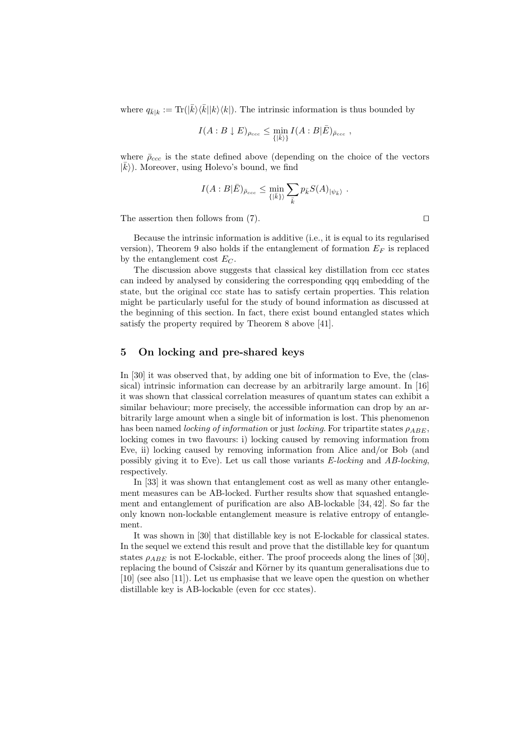where $q_{\bar{k}|k} := \mathrm{Tr}(|\bar{k}\rangle\langle\bar{k}||k\rangle\langle k|)$. The intrinsic information is thus bounded by

$$I(A : B \downarrow E)_{\rho_{ccc}} \leq \min_{\{|\bar{k}\rangle\}} I(A : B|\bar{E})_{\bar{\rho}_{ccc}} ,$$

where $\bar{\rho}_{ccc}$ is the state defined above (depending on the choice of the vectors $|\bar{k}\rangle$). Moreover, using Holevo's bound, we find

$$I(A : B|\bar{E})_{\bar{\rho}_{ccc}} \leq \min_{\{|\bar{k}\rangle\}} \sum_{\bar{k}} p_{\bar{k}} S(A)_{|\psi_{\bar{k}}\rangle} .$$

The assertion then follows from (7). □

Because the intrinsic information is additive (i.e., it is equal to its regularised version), Theorem 9 also holds if the entanglement of formation $E_F$ is replaced by the entanglement cost $E_C$.

The discussion above suggests that classical key distillation from ccc states can indeed by analysed by considering the corresponding qqq embedding of the state, but the original ccc state has to satisfy certain properties. This relation might be particularly useful for the study of bound information as discussed at the beginning of this section. In fact, there exist bound entangled states which satisfy the property required by Theorem 8 above [41].

## 5 On locking and pre-shared keys

In [30] it was observed that, by adding one bit of information to Eve, the (classical) intrinsic information can decrease by an arbitrarily large amount. In [16] it was shown that classical correlation measures of quantum states can exhibit a similar behaviour; more precisely, the accessible information can drop by an arbitrarily large amount when a single bit of information is lost. This phenomenon has been named *locking of information* or just *locking*. For tripartite states $\rho_{ABE}$, locking comes in two flavours: i) locking caused by removing information from Eve, ii) locking caused by removing information from Alice and/or Bob (and possibly giving it to Eve). Let us call those variants *E-locking* and *AB-locking*, respectively.

In [33] it was shown that entanglement cost as well as many other entanglement measures can be AB-locked. Further results show that squashed entanglement and entanglement of purification are also AB-lockable [34, 42]. So far the only known non-lockable entanglement measure is relative entropy of entanglement.

It was shown in [30] that distillable key is not E-lockable for classical states. In the sequel we extend this result and prove that the distillable key for quantum states $\rho_{ABE}$ is not E-lockable, either. The proof proceeds along the lines of [30], replacing the bound of Csiszár and Körner by its quantum generalisations due to [10] (see also [11]). Let us emphasise that we leave open the question on whether distillable key is AB-lockable (even for ccc states).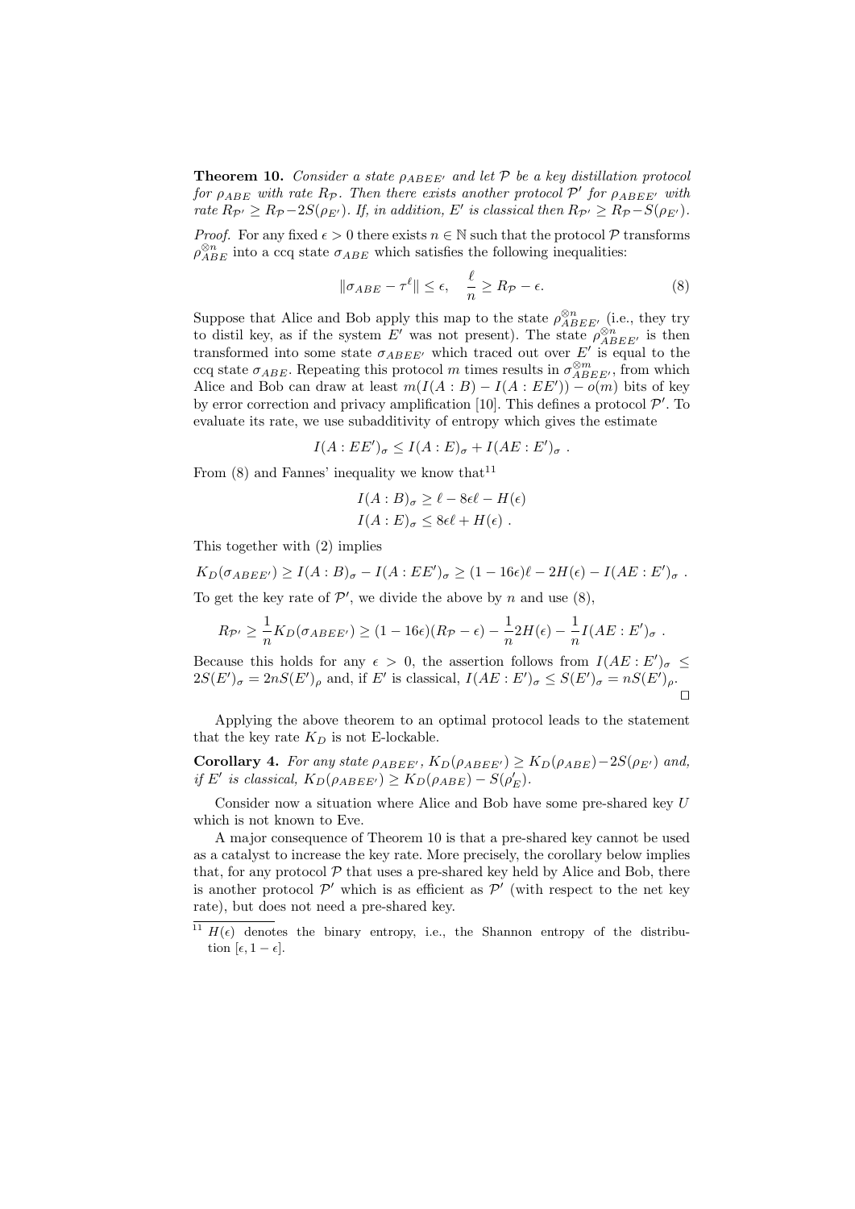**Theorem 10.** *Consider a state $\rho_{ABEE'}$ and let $\mathcal{P}$ be a key distillation protocol for $\rho_{ABE}$ with rate $R_{\mathcal{P}}$. Then there exists another protocol $\mathcal{P}'$ for $\rho_{ABEE'}$ with rate $R_{\mathcal{P}'} \geq R_{\mathcal{P}} - 2S(\rho_{E'})$. If, in addition, $E'$ is classical then $R_{\mathcal{P}'} \geq R_{\mathcal{P}} - S(\rho_{E'})$.*

*Proof.* For any fixed $\epsilon > 0$ there exists $n \in \mathbb{N}$ such that the protocol $\mathcal{P}$ transforms $\rho_{ABE}^{\otimes n}$ into a ccq state $\sigma_{ABE}$ which satisfies the following inequalities:

$$\|\sigma_{ABE} - \tau^{\ell}\| \leq \epsilon, \quad \frac{\ell}{n} \geq R_{\mathcal{P}} - \epsilon. \tag{8}$$

Suppose that Alice and Bob apply this map to the state $\rho_{ABEE'}^{\otimes n}$ (i.e., they try to distil key, as if the system $E'$ was not present). The state $\rho_{ABEE'}^{\otimes n}$ is then transformed into some state $\sigma_{ABEE'}$ which traced out over $E'$ is equal to the ccq state $\sigma_{ABE}$. Repeating this protocol $m$ times results in $\sigma_{ABEE'}^{\otimes m}$, from which Alice and Bob can draw at least $m(I(A:B) - I(A:EE')) - o(m)$ bits of key by error correction and privacy amplification [10]. This defines a protocol $\mathcal{P}'$. To evaluate its rate, we use subadditivity of entropy which gives the estimate

$$I(A:EE')_{\sigma} \leq I(A:E)_{\sigma} + I(AE:E')_{\sigma} \ .$$

From (8) and Fannes' inequality we know that[11]

$$I(A:B)_{\sigma} \geq \ell - 8\epsilon\ell - H(\epsilon)$$
$$I(A:E)_{\sigma} \leq 8\epsilon\ell + H(\epsilon) \ .$$

This together with (2) implies

$$K_D(\sigma_{ABEE'}) \geq I(A:B)_{\sigma} - I(A:EE')_{\sigma} \geq (1-16\epsilon)\ell - 2H(\epsilon) - I(AE:E')_{\sigma} \ .$$

To get the key rate of $\mathcal{P}'$, we divide the above by $n$ and use (8),

$$R_{\mathcal{P}'} \geq \frac{1}{n} K_D(\sigma_{ABEE'}) \geq (1-16\epsilon)(R_{\mathcal{P}} - \epsilon) - \frac{1}{n} 2H(\epsilon) - \frac{1}{n} I(AE:E')_{\sigma} \ .$$

Because this holds for any $\epsilon > 0$, the assertion follows from $I(AE:E')_{\sigma} \leq 2S(E')_{\sigma} = 2nS(E')_{\rho}$ and, if $E'$ is classical, $I(AE:E')_{\sigma} \leq S(E')_{\sigma} = nS(E')_{\rho}$. □

Applying the above theorem to an optimal protocol leads to the statement that the key rate $K_D$ is not E-lockable.

**Corollary 4.** *For any state $\rho_{ABEE'}$, $K_D(\rho_{ABEE'}) \geq K_D(\rho_{ABE}) - 2S(\rho_{E'})$ and, if $E'$ is classical, $K_D(\rho_{ABEE'}) \geq K_D(\rho_{ABE}) - S(\rho'_E)$.*

Consider now a situation where Alice and Bob have some pre-shared key $U$ which is not known to Eve.

A major consequence of Theorem 10 is that a pre-shared key cannot be used as a catalyst to increase the key rate. More precisely, the corollary below implies that, for any protocol $\mathcal{P}$ that uses a pre-shared key held by Alice and Bob, there is another protocol $\mathcal{P}'$ which is as efficient as $\mathcal{P}'$ (with respect to the net key rate), but does not need a pre-shared key.

[11] $H(\epsilon)$ denotes the binary entropy, i.e., the Shannon entropy of the distribution $[\epsilon, 1-\epsilon]$.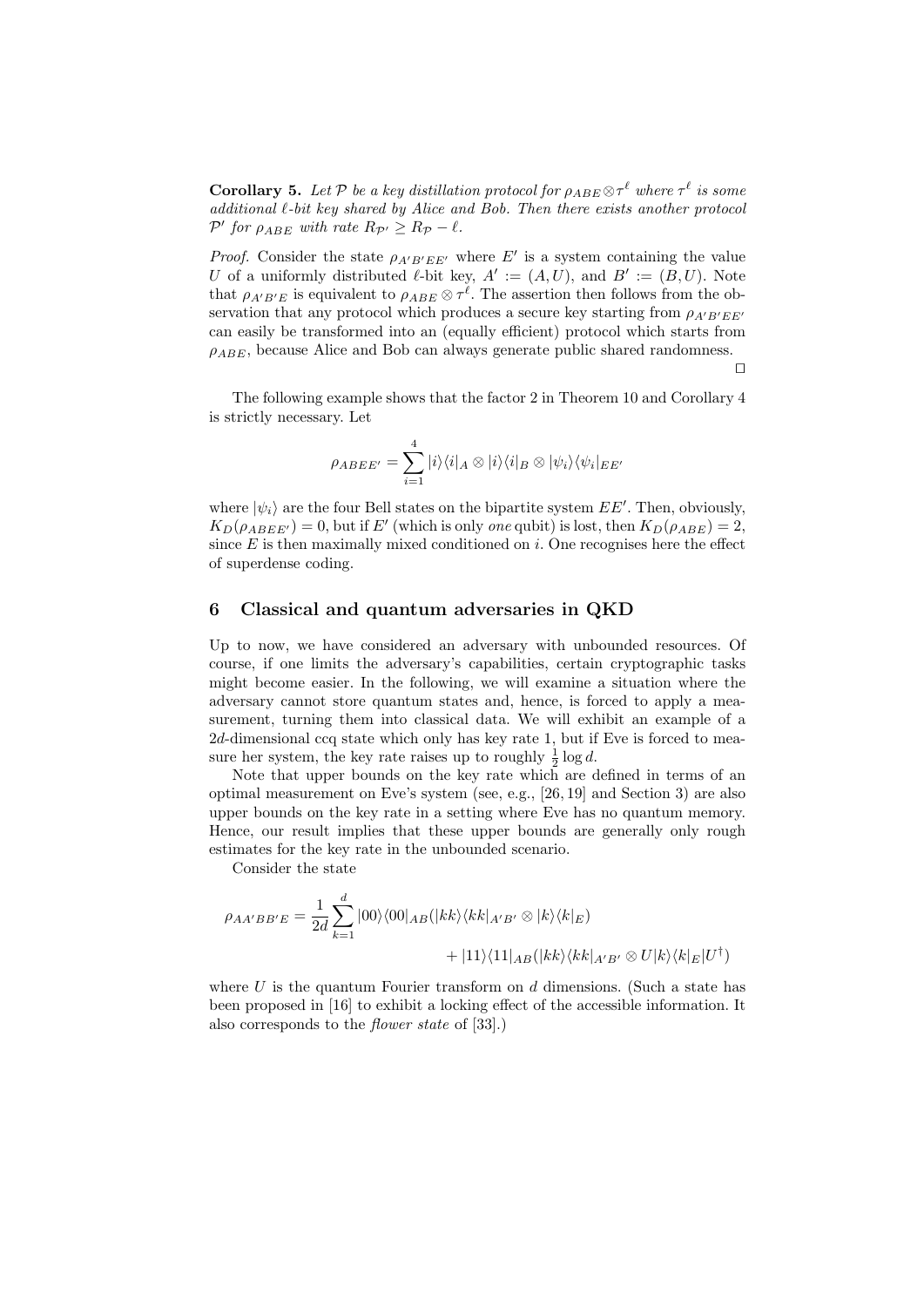**Corollary 5.** *Let $\mathcal{P}$ be a key distillation protocol for $\rho_{ABE} \otimes \tau^\ell$ where $\tau^\ell$ is some additional $\ell$-bit key shared by Alice and Bob. Then there exists another protocol $\mathcal{P}'$ for $\rho_{ABE}$ with rate $R_{\mathcal{P}'} \geq R_{\mathcal{P}} - \ell$.*

*Proof.* Consider the state $\rho_{A'B'EE'}$ where $E'$ is a system containing the value $U$ of a uniformly distributed $\ell$-bit key, $A' := (A, U)$, and $B' := (B, U)$. Note that $\rho_{A'B'E}$ is equivalent to $\rho_{ABE} \otimes \tau^\ell$. The assertion then follows from the observation that any protocol which produces a secure key starting from $\rho_{A'B'EE'}$ can easily be transformed into an (equally efficient) protocol which starts from $\rho_{ABE}$, because Alice and Bob can always generate public shared randomness. □

The following example shows that the factor 2 in Theorem 10 and Corollary 4 is strictly necessary. Let

$$\rho_{ABEE'} = \sum_{i=1}^{4} |i\rangle\langle i|_A \otimes |i\rangle\langle i|_B \otimes |\psi_i\rangle\langle\psi_i|_{EE'}$$

where $|\psi_i\rangle$ are the four Bell states on the bipartite system $EE'$. Then, obviously, $K_D(\rho_{ABEE'}) = 0$, but if $E'$ (which is only *one* qubit) is lost, then $K_D(\rho_{ABE}) = 2$, since $E$ is then maximally mixed conditioned on $i$. One recognises here the effect of superdense coding.

## 6 Classical and quantum adversaries in QKD

Up to now, we have considered an adversary with unbounded resources. Of course, if one limits the adversary's capabilities, certain cryptographic tasks might become easier. In the following, we will examine a situation where the adversary cannot store quantum states and, hence, is forced to apply a measurement, turning them into classical data. We will exhibit an example of a $2d$-dimensional ccq state which only has key rate 1, but if Eve is forced to measure her system, the key rate raises up to roughly $\frac{1}{2}\log d$.

Note that upper bounds on the key rate which are defined in terms of an optimal measurement on Eve's system (see, e.g., [26, 19] and Section 3) are also upper bounds on the key rate in a setting where Eve has no quantum memory. Hence, our result implies that these upper bounds are generally only rough estimates for the key rate in the unbounded scenario.

Consider the state

$$\rho_{AA'BB'E} = \frac{1}{2d}\sum_{k=1}^{d} |00\rangle\langle 00|_{AB}(|kk\rangle\langle kk|_{A'B'} \otimes |k\rangle\langle k|_E) + |11\rangle\langle 11|_{AB}(|kk\rangle\langle kk|_{A'B'} \otimes U|k\rangle\langle k|_E U^\dagger)$$

where $U$ is the quantum Fourier transform on $d$ dimensions. (Such a state has been proposed in [16] to exhibit a locking effect of the accessible information. It also corresponds to the *flower state* of [33].)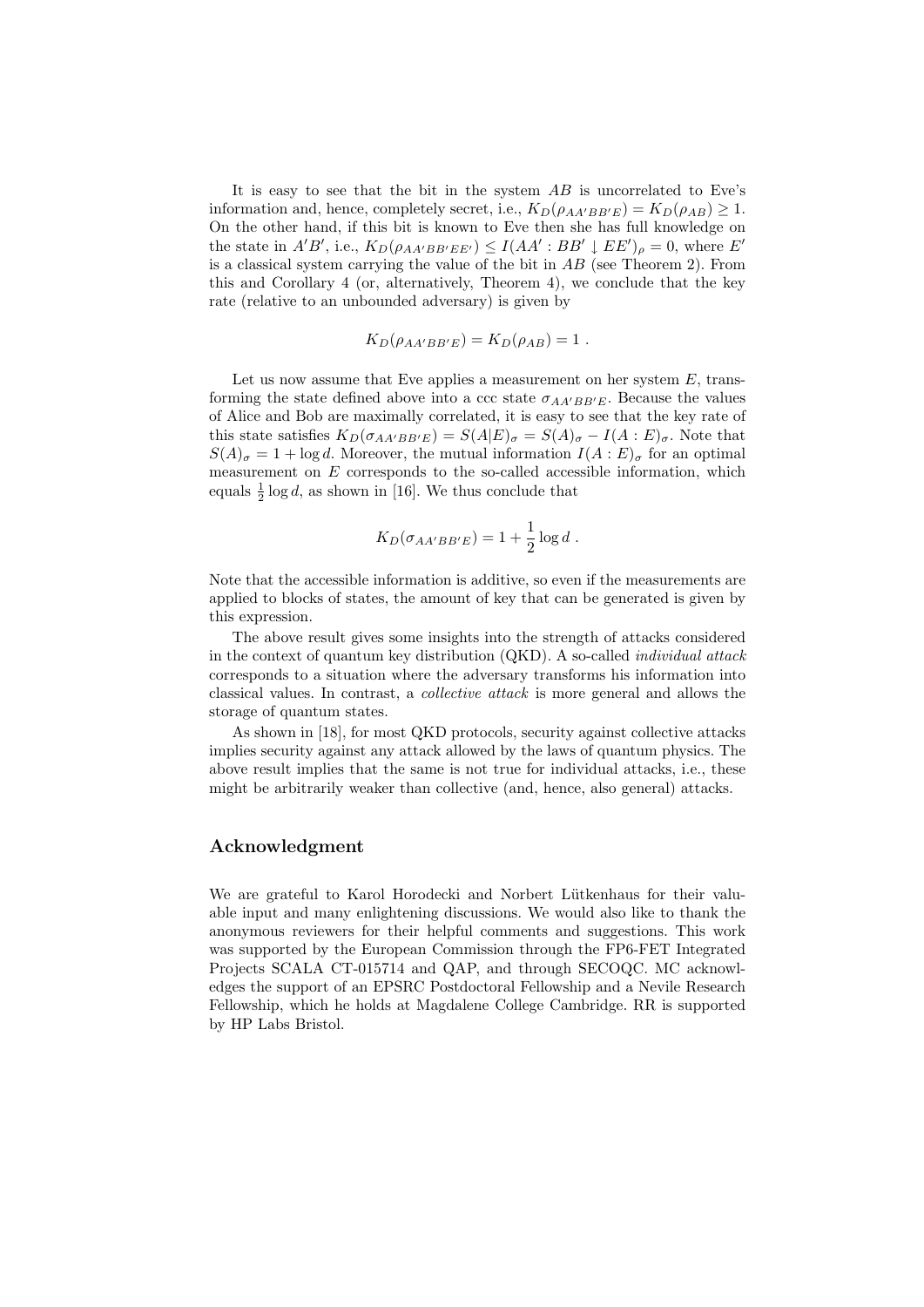It is easy to see that the bit in the system $AB$ is uncorrelated to Eve's information and, hence, completely secret, i.e., $K_D(\rho_{AA'BB'E}) = K_D(\rho_{AB}) \geq 1$. On the other hand, if this bit is known to Eve then she has full knowledge on the state in $A'B'$, i.e., $K_D(\rho_{AA'BB'EE'}) \leq I(AA' : BB' \downarrow EE')_\rho = 0$, where $E'$ is a classical system carrying the value of the bit in $AB$ (see Theorem 2). From this and Corollary 4 (or, alternatively, Theorem 4), we conclude that the key rate (relative to an unbounded adversary) is given by

$$K_D(\rho_{AA'BB'E}) = K_D(\rho_{AB}) = 1 .$$

Let us now assume that Eve applies a measurement on her system $E$, transforming the state defined above into a ccc state $\sigma_{AA'BB'E}$. Because the values of Alice and Bob are maximally correlated, it is easy to see that the key rate of this state satisfies $K_D(\sigma_{AA'BB'E}) = S(A|E)_\sigma = S(A)_\sigma - I(A : E)_\sigma$. Note that $S(A)_\sigma = 1 + \log d$. Moreover, the mutual information $I(A : E)_\sigma$ for an optimal measurement on $E$ corresponds to the so-called accessible information, which equals $\frac{1}{2} \log d$, as shown in [16]. We thus conclude that

$$K_D(\sigma_{AA'BB'E}) = 1 + \frac{1}{2} \log d .$$

Note that the accessible information is additive, so even if the measurements are applied to blocks of states, the amount of key that can be generated is given by this expression.

The above result gives some insights into the strength of attacks considered in the context of quantum key distribution (QKD). A so-called *individual attack* corresponds to a situation where the adversary transforms his information into classical values. In contrast, a *collective attack* is more general and allows the storage of quantum states.

As shown in [18], for most QKD protocols, security against collective attacks implies security against any attack allowed by the laws of quantum physics. The above result implies that the same is not true for individual attacks, i.e., these might be arbitrarily weaker than collective (and, hence, also general) attacks.

## Acknowledgment

We are grateful to Karol Horodecki and Norbert Lütkenhaus for their valuable input and many enlightening discussions. We would also like to thank the anonymous reviewers for their helpful comments and suggestions. This work was supported by the European Commission through the FP6-FET Integrated Projects SCALA CT-015714 and QAP, and through SECOQC. MC acknowledges the support of an EPSRC Postdoctoral Fellowship and a Nevile Research Fellowship, which he holds at Magdalene College Cambridge. RR is supported by HP Labs Bristol.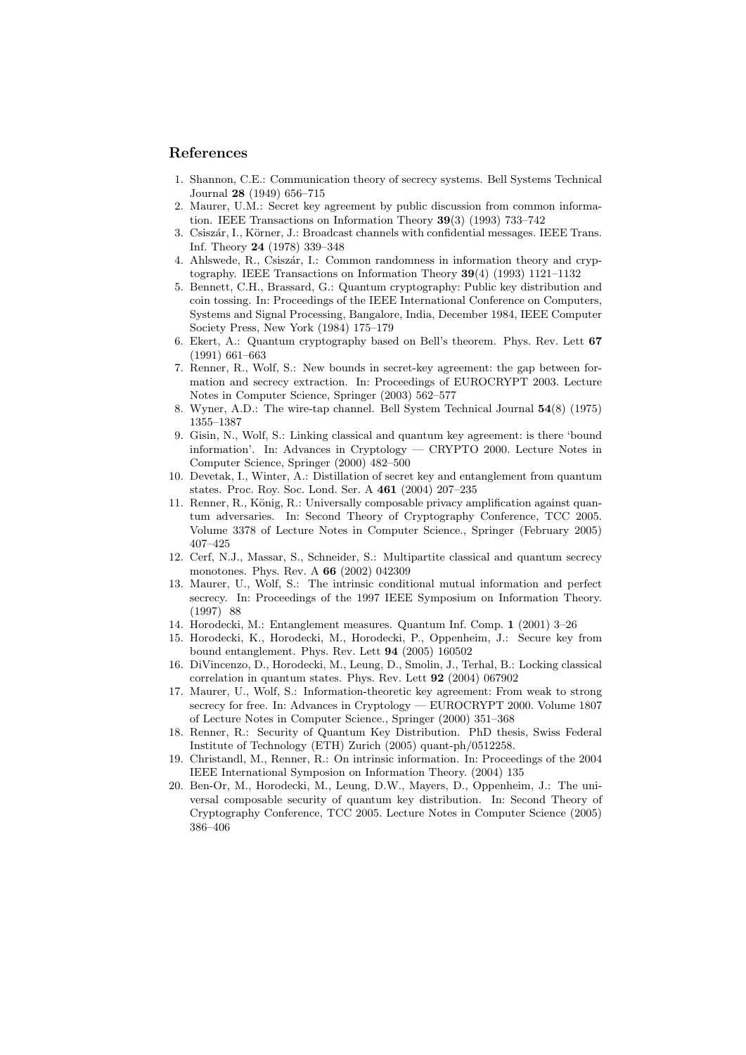## References

1. Shannon, C.E.: Communication theory of secrecy systems. Bell Systems Technical Journal **28** (1949) 656–715
2. Maurer, U.M.: Secret key agreement by public discussion from common information. IEEE Transactions on Information Theory **39**(3) (1993) 733–742
3. Csiszár, I., Körner, J.: Broadcast channels with confidential messages. IEEE Trans. Inf. Theory **24** (1978) 339–348
4. Ahlswede, R., Csiszár, I.: Common randomness in information theory and cryptography. IEEE Transactions on Information Theory **39**(4) (1993) 1121–1132
5. Bennett, C.H., Brassard, G.: Quantum cryptography: Public key distribution and coin tossing. In: Proceedings of the IEEE International Conference on Computers, Systems and Signal Processing, Bangalore, India, December 1984, IEEE Computer Society Press, New York (1984) 175–179
6. Ekert, A.: Quantum cryptography based on Bell's theorem. Phys. Rev. Lett **67** (1991) 661–663
7. Renner, R., Wolf, S.: New bounds in secret-key agreement: the gap between formation and secrecy extraction. In: Proceedings of EUROCRYPT 2003. Lecture Notes in Computer Science, Springer (2003) 562–577
8. Wyner, A.D.: The wire-tap channel. Bell System Technical Journal **54**(8) (1975) 1355–1387
9. Gisin, N., Wolf, S.: Linking classical and quantum key agreement: is there 'bound information'. In: Advances in Cryptology — CRYPTO 2000. Lecture Notes in Computer Science, Springer (2000) 482–500
10. Devetak, I., Winter, A.: Distillation of secret key and entanglement from quantum states. Proc. Roy. Soc. Lond. Ser. A **461** (2004) 207–235
11. Renner, R., König, R.: Universally composable privacy amplification against quantum adversaries. In: Second Theory of Cryptography Conference, TCC 2005. Volume 3378 of Lecture Notes in Computer Science., Springer (February 2005) 407–425
12. Cerf, N.J., Massar, S., Schneider, S.: Multipartite classical and quantum secrecy monotones. Phys. Rev. A **66** (2002) 042309
13. Maurer, U., Wolf, S.: The intrinsic conditional mutual information and perfect secrecy. In: Proceedings of the 1997 IEEE Symposium on Information Theory. (1997) 88
14. Horodecki, M.: Entanglement measures. Quantum Inf. Comp. **1** (2001) 3–26
15. Horodecki, K., Horodecki, M., Horodecki, P., Oppenheim, J.: Secure key from bound entanglement. Phys. Rev. Lett **94** (2005) 160502
16. DiVincenzo, D., Horodecki, M., Leung, D., Smolin, J., Terhal, B.: Locking classical correlation in quantum states. Phys. Rev. Lett **92** (2004) 067902
17. Maurer, U., Wolf, S.: Information-theoretic key agreement: From weak to strong secrecy for free. In: Advances in Cryptology — EUROCRYPT 2000. Volume 1807 of Lecture Notes in Computer Science., Springer (2000) 351–368
18. Renner, R.: Security of Quantum Key Distribution. PhD thesis, Swiss Federal Institute of Technology (ETH) Zurich (2005) quant-ph/0512258.
19. Christandl, M., Renner, R.: On intrinsic information. In: Proceedings of the 2004 IEEE International Symposion on Information Theory. (2004) 135
20. Ben-Or, M., Horodecki, M., Leung, D.W., Mayers, D., Oppenheim, J.: The universal composable security of quantum key distribution. In: Second Theory of Cryptography Conference, TCC 2005. Lecture Notes in Computer Science (2005) 386–406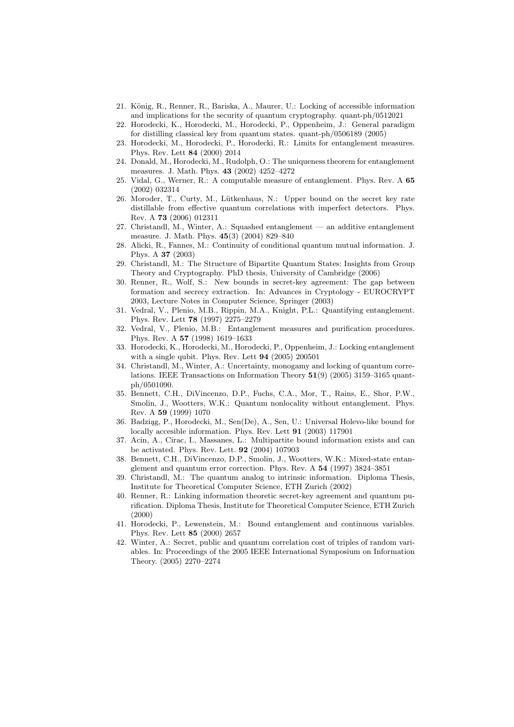21. König, R., Renner, R., Bariska, A., Maurer, U.: Locking of accessible information and implications for the security of quantum cryptography. quant-ph/0512021
22. Horodecki, K., Horodecki, M., Horodecki, P., Oppenheim, J.: General paradigm for distilling classical key from quantum states. quant-ph/0506189 (2005)
23. Horodecki, M., Horodecki, P., Horodecki, R.: Limits for entanglement measures. Phys. Rev. Lett **84** (2000) 2014
24. Donald, M., Horodecki, M., Rudolph, O.: The uniqueness theorem for entanglement measures. J. Math. Phys. **43** (2002) 4252–4272
25. Vidal, G., Werner, R.: A computable measure of entanglement. Phys. Rev. A **65** (2002) 032314
26. Moroder, T., Curty, M., Lütkenhaus, N.: Upper bound on the secret key rate distillable from effective quantum correlations with imperfect detectors. Phys. Rev. A **73** (2006) 012311
27. Christandl, M., Winter, A.: Squashed entanglement — an additive entanglement measure. J. Math. Phys. **45**(3) (2004) 829–840
28. Alicki, R., Fannes, M.: Continuity of conditional quantum mutual information. J. Phys. A **37** (2003)
29. Christandl, M.: The Structure of Bipartite Quantum States: Insights from Group Theory and Cryptography. PhD thesis, University of Cambridge (2006)
30. Renner, R., Wolf, S.: New bounds in secret-key agreement: The gap between formation and secrecy extraction. In: Advances in Cryptology - EUROCRYPT 2003, Lecture Notes in Computer Science, Springer (2003)
31. Vedral, V., Plenio, M.B., Rippin, M.A., Knight, P.L.: Quantifying entanglement. Phys. Rev. Lett **78** (1997) 2275–2279
32. Vedral, V., Plenio, M.B.: Entanglement measures and purification procedures. Phys. Rev. A **57** (1998) 1619–1633
33. Horodecki, K., Horodecki, M., Horodecki, P., Oppenheim, J.: Locking entanglement with a single qubit. Phys. Rev. Lett **94** (2005) 200501
34. Christandl, M., Winter, A.: Uncertainty, monogamy and locking of quantum correlations. IEEE Transactions on Information Theory **51**(9) (2005) 3159–3165 quant-ph/0501090.
35. Bennett, C.H., DiVincenzo, D.P., Fuchs, C.A., Mor, T., Rains, E., Shor, P.W., Smolin, J., Wootters, W.K.: Quantum nonlocality without entanglement. Phys. Rev. A **59** (1999) 1070
36. Badziąg, P., Horodecki, M., Sen(De), A., Sen, U.: Universal Holevo-like bound for locally accesible information. Phys. Rev. Lett **91** (2003) 117901
37. Acin, A., Cirac, I., Massanes, L.: Multipartite bound information exists and can be activated. Phys. Rev. Lett. **92** (2004) 107903
38. Bennett, C.H., DiVincenzo, D.P., Smolin, J., Wootters, W.K.: Mixed-state entanglement and quantum error correction. Phys. Rev. A **54** (1997) 3824–3851
39. Christandl, M.: The quantum analog to intrinsic information. Diploma Thesis, Institute for Theoretical Computer Science, ETH Zurich (2002)
40. Renner, R.: Linking information theoretic secret-key agreement and quantum purification. Diploma Thesis, Institute for Theoretical Computer Science, ETH Zurich (2000)
41. Horodecki, P., Lewenstein, M.: Bound entanglement and continuous variables. Phys. Rev. Lett **85** (2000) 2657
42. Winter, A.: Secret, public and quantum correlation cost of triples of random variables. In: Proceedings of the 2005 IEEE International Symposium on Information Theory. (2005) 2270–2274